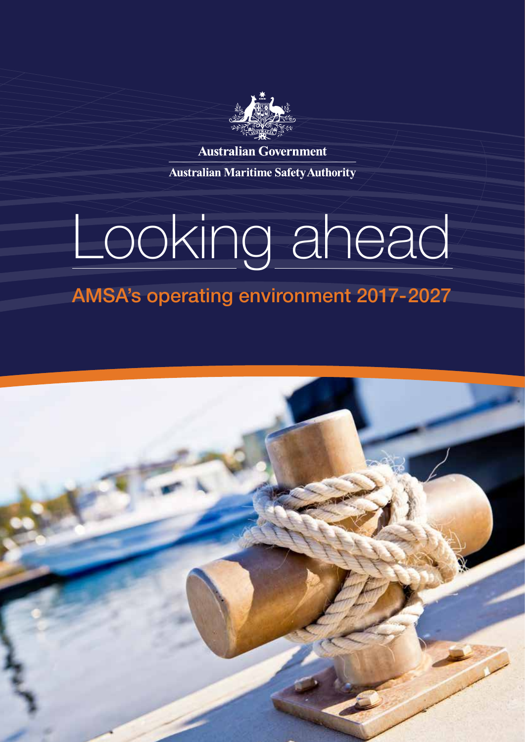Australian Government

Australian Maritime Safety Authority

# Looking ahead

## AMSA's operating environment 2017-2027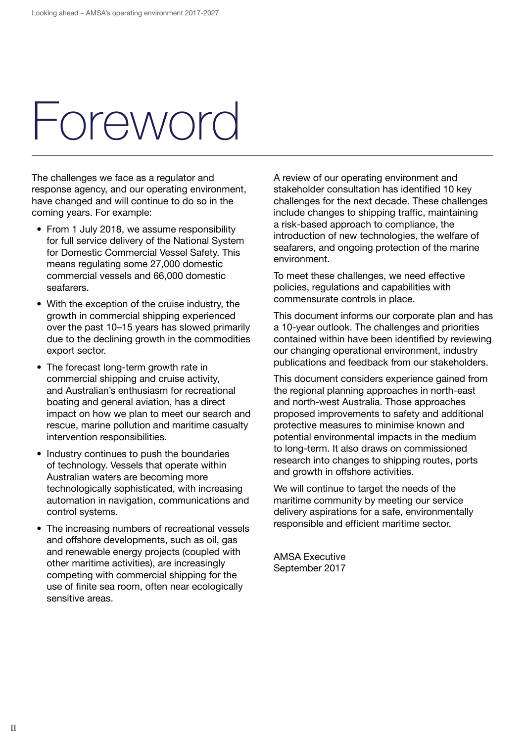# Foreword

The challenges we face as a regulator and response agency, and our operating environment, have changed and will continue to do so in the coming years. For example:

- From 1 July 2018, we assume responsibility for full service delivery of the National System for Domestic Commercial Vessel Safety. This means regulating some 27,000 domestic commercial vessels and 66,000 domestic seafarers.
- With the exception of the cruise industry, the growth in commercial shipping experienced over the past 10–15 years has slowed primarily due to the declining growth in the commodities export sector.
- The forecast long-term growth rate in commercial shipping and cruise activity, and Australian's enthusiasm for recreational boating and general aviation, has a direct impact on how we plan to meet our search and rescue, marine pollution and maritime casualty intervention responsibilities.
- Industry continues to push the boundaries of technology. Vessels that operate within Australian waters are becoming more technologically sophisticated, with increasing automation in navigation, communications and control systems.
- The increasing numbers of recreational vessels and offshore developments, such as oil, gas and renewable energy projects (coupled with other maritime activities), are increasingly competing with commercial shipping for the use of finite sea room, often near ecologically sensitive areas.

A review of our operating environment and stakeholder consultation has identified 10 key challenges for the next decade. These challenges include changes to shipping traffic, maintaining a risk-based approach to compliance, the introduction of new technologies, the welfare of seafarers, and ongoing protection of the marine environment.

To meet these challenges, we need effective policies, regulations and capabilities with commensurate controls in place.

This document informs our corporate plan and has a 10-year outlook. The challenges and priorities contained within have been identified by reviewing our changing operational environment, industry publications and feedback from our stakeholders.

This document considers experience gained from the regional planning approaches in north-east and north-west Australia. Those approaches proposed improvements to safety and additional protective measures to minimise known and potential environmental impacts in the medium to long-term. It also draws on commissioned research into changes to shipping routes, ports and growth in offshore activities.

We will continue to target the needs of the maritime community by meeting our service delivery aspirations for a safe, environmentally responsible and efficient maritime sector.

AMSA Executive
September 2017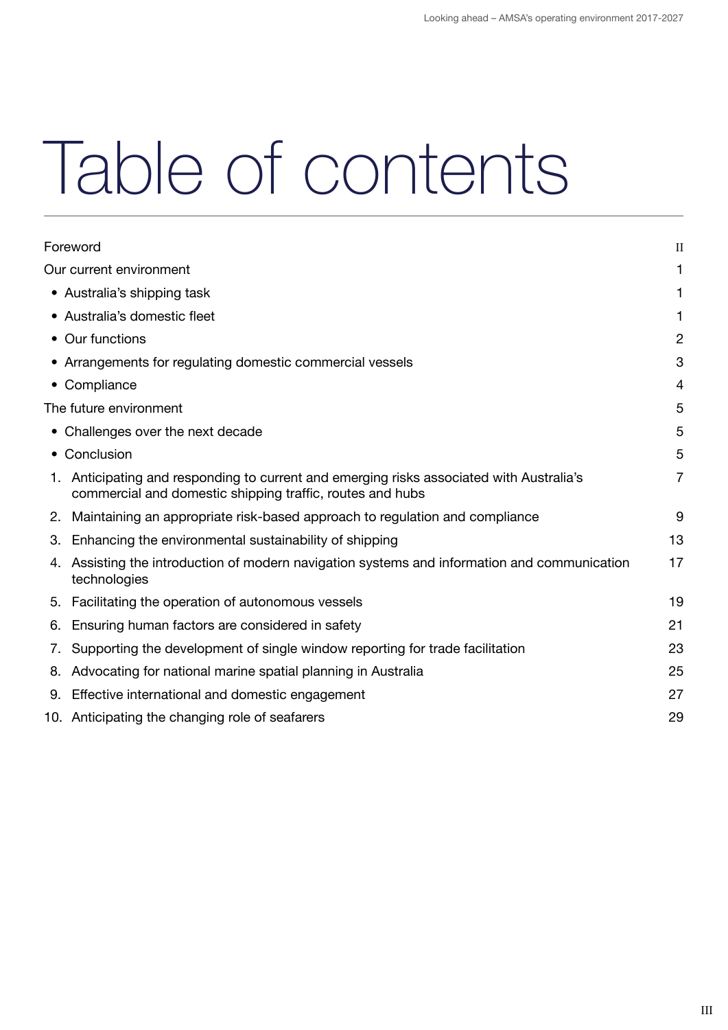# Table of contents

| | |
|---|---|
| Foreword | II |
| Our current environment | 1 |
| • Australia's shipping task | 1 |
| • Australia's domestic fleet | 1 |
| • Our functions | 2 |
| • Arrangements for regulating domestic commercial vessels | 3 |
| • Compliance | 4 |
| The future environment | 5 |
| • Challenges over the next decade | 5 |
| • Conclusion | 5 |
| 1. Anticipating and responding to current and emerging risks associated with Australia's commercial and domestic shipping traffic, routes and hubs | 7 |
| 2. Maintaining an appropriate risk-based approach to regulation and compliance | 9 |
| 3. Enhancing the environmental sustainability of shipping | 13 |
| 4. Assisting the introduction of modern navigation systems and information and communication technologies | 17 |
| 5. Facilitating the operation of autonomous vessels | 19 |
| 6. Ensuring human factors are considered in safety | 21 |
| 7. Supporting the development of single window reporting for trade facilitation | 23 |
| 8. Advocating for national marine spatial planning in Australia | 25 |
| 9. Effective international and domestic engagement | 27 |
| 10. Anticipating the changing role of seafarers | 29 |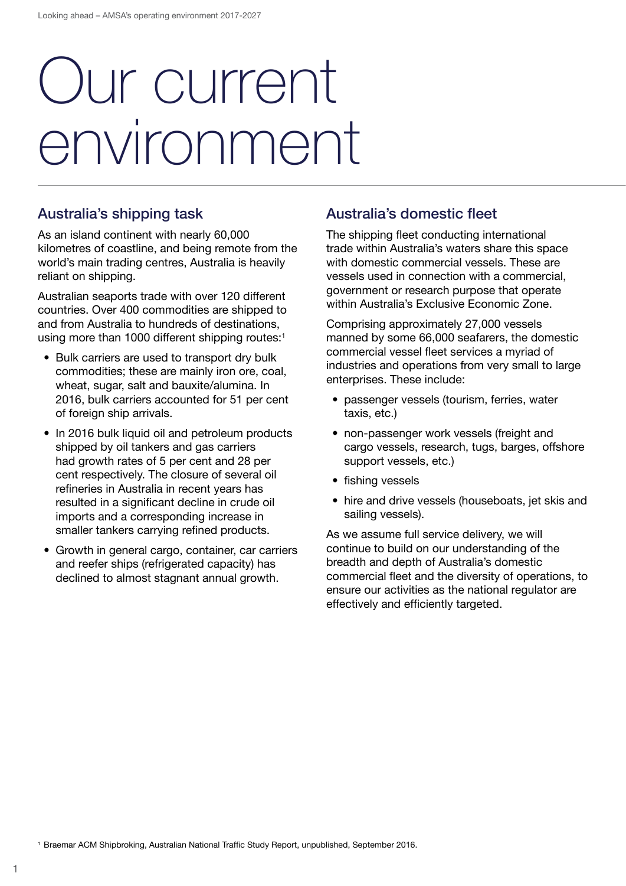# Our current environment

## Australia's shipping task

As an island continent with nearly 60,000 kilometres of coastline, and being remote from the world's main trading centres, Australia is heavily reliant on shipping.

Australian seaports trade with over 120 different countries. Over 400 commodities are shipped to and from Australia to hundreds of destinations, using more than 1000 different shipping routes:[1]

- Bulk carriers are used to transport dry bulk commodities; these are mainly iron ore, coal, wheat, sugar, salt and bauxite/alumina. In 2016, bulk carriers accounted for 51 per cent of foreign ship arrivals.
- In 2016 bulk liquid oil and petroleum products shipped by oil tankers and gas carriers had growth rates of 5 per cent and 28 per cent respectively. The closure of several oil refineries in Australia in recent years has resulted in a significant decline in crude oil imports and a corresponding increase in smaller tankers carrying refined products.
- Growth in general cargo, container, car carriers and reefer ships (refrigerated capacity) has declined to almost stagnant annual growth.

## Australia's domestic fleet

The shipping fleet conducting international trade within Australia's waters share this space with domestic commercial vessels. These are vessels used in connection with a commercial, government or research purpose that operate within Australia's Exclusive Economic Zone.

Comprising approximately 27,000 vessels manned by some 66,000 seafarers, the domestic commercial vessel fleet services a myriad of industries and operations from very small to large enterprises. These include:

- passenger vessels (tourism, ferries, water taxis, etc.)
- non-passenger work vessels (freight and cargo vessels, research, tugs, barges, offshore support vessels, etc.)
- fishing vessels
- hire and drive vessels (houseboats, jet skis and sailing vessels).

As we assume full service delivery, we will continue to build on our understanding of the breadth and depth of Australia's domestic commercial fleet and the diversity of operations, to ensure our activities as the national regulator are effectively and efficiently targeted.

[1] Braemar ACM Shipbroking, Australian National Traffic Study Report, unpublished, September 2016.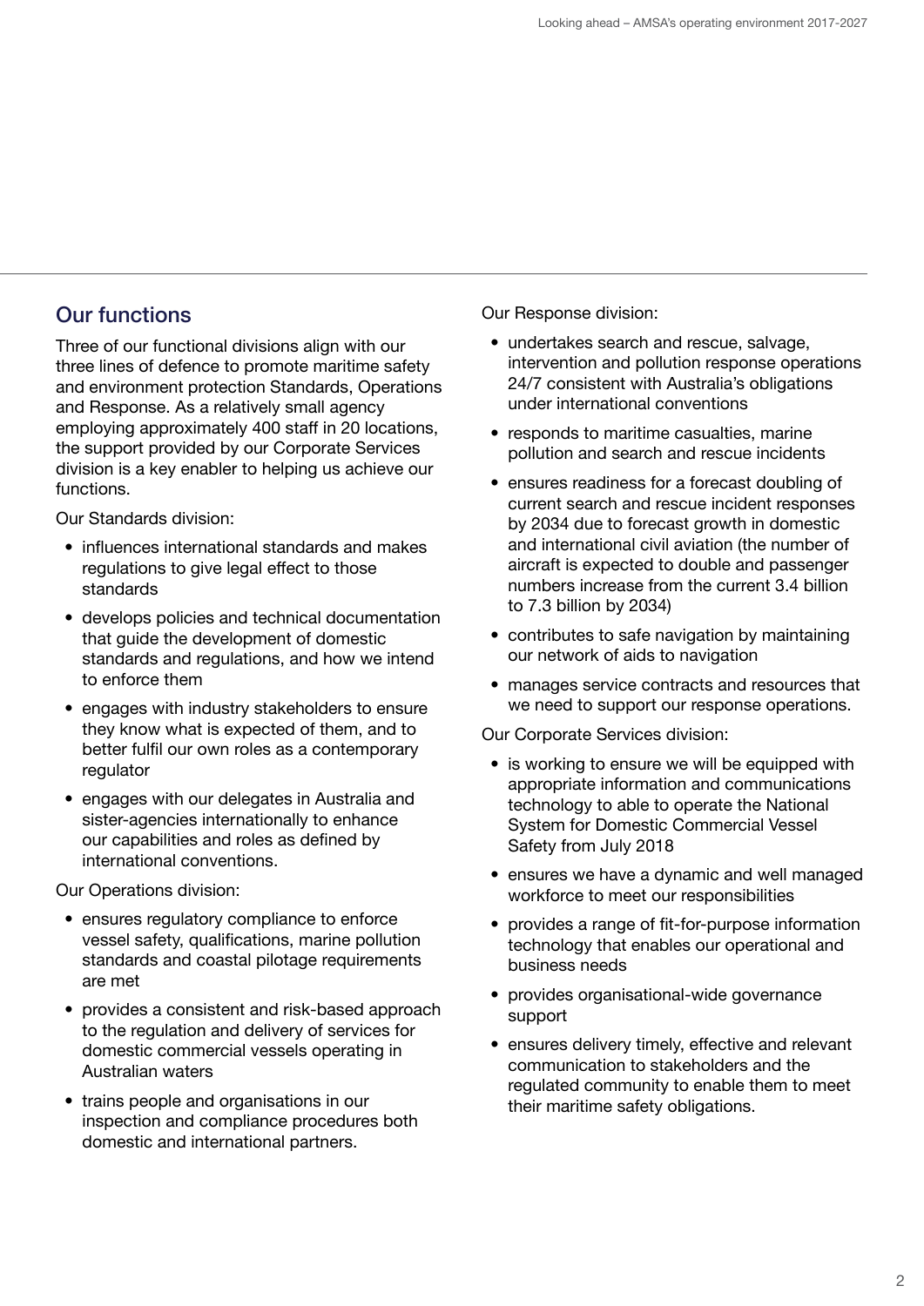## Our functions

Three of our functional divisions align with our three lines of defence to promote maritime safety and environment protection Standards, Operations and Response. As a relatively small agency employing approximately 400 staff in 20 locations, the support provided by our Corporate Services division is a key enabler to helping us achieve our functions.

Our Standards division:

- influences international standards and makes regulations to give legal effect to those standards
- develops policies and technical documentation that guide the development of domestic standards and regulations, and how we intend to enforce them
- engages with industry stakeholders to ensure they know what is expected of them, and to better fulfil our own roles as a contemporary regulator
- engages with our delegates in Australia and sister-agencies internationally to enhance our capabilities and roles as defined by international conventions.

Our Operations division:

- ensures regulatory compliance to enforce vessel safety, qualifications, marine pollution standards and coastal pilotage requirements are met
- provides a consistent and risk-based approach to the regulation and delivery of services for domestic commercial vessels operating in Australian waters
- trains people and organisations in our inspection and compliance procedures both domestic and international partners.

Our Response division:

- undertakes search and rescue, salvage, intervention and pollution response operations 24/7 consistent with Australia's obligations under international conventions
- responds to maritime casualties, marine pollution and search and rescue incidents
- ensures readiness for a forecast doubling of current search and rescue incident responses by 2034 due to forecast growth in domestic and international civil aviation (the number of aircraft is expected to double and passenger numbers increase from the current 3.4 billion to 7.3 billion by 2034)
- contributes to safe navigation by maintaining our network of aids to navigation
- manages service contracts and resources that we need to support our response operations.

Our Corporate Services division:

- is working to ensure we will be equipped with appropriate information and communications technology to able to operate the National System for Domestic Commercial Vessel Safety from July 2018
- ensures we have a dynamic and well managed workforce to meet our responsibilities
- provides a range of fit-for-purpose information technology that enables our operational and business needs
- provides organisational-wide governance support
- ensures delivery timely, effective and relevant communication to stakeholders and the regulated community to enable them to meet their maritime safety obligations.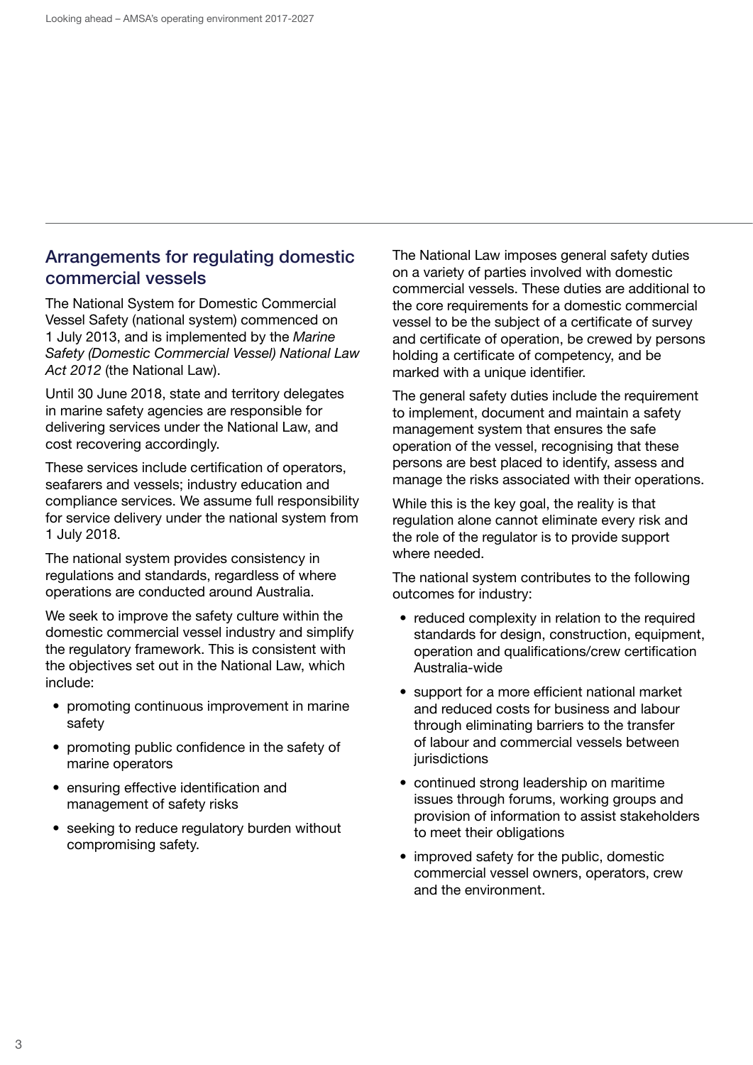## Arrangements for regulating domestic commercial vessels

The National System for Domestic Commercial Vessel Safety (national system) commenced on 1 July 2013, and is implemented by the *Marine Safety (Domestic Commercial Vessel) National Law Act 2012* (the National Law).

Until 30 June 2018, state and territory delegates in marine safety agencies are responsible for delivering services under the National Law, and cost recovering accordingly.

These services include certification of operators, seafarers and vessels; industry education and compliance services. We assume full responsibility for service delivery under the national system from 1 July 2018.

The national system provides consistency in regulations and standards, regardless of where operations are conducted around Australia.

We seek to improve the safety culture within the domestic commercial vessel industry and simplify the regulatory framework. This is consistent with the objectives set out in the National Law, which include:

- promoting continuous improvement in marine safety
- promoting public confidence in the safety of marine operators
- ensuring effective identification and management of safety risks
- seeking to reduce regulatory burden without compromising safety.

The National Law imposes general safety duties on a variety of parties involved with domestic commercial vessels. These duties are additional to the core requirements for a domestic commercial vessel to be the subject of a certificate of survey and certificate of operation, be crewed by persons holding a certificate of competency, and be marked with a unique identifier.

The general safety duties include the requirement to implement, document and maintain a safety management system that ensures the safe operation of the vessel, recognising that these persons are best placed to identify, assess and manage the risks associated with their operations.

While this is the key goal, the reality is that regulation alone cannot eliminate every risk and the role of the regulator is to provide support where needed.

The national system contributes to the following outcomes for industry:

- reduced complexity in relation to the required standards for design, construction, equipment, operation and qualifications/crew certification Australia-wide
- support for a more efficient national market and reduced costs for business and labour through eliminating barriers to the transfer of labour and commercial vessels between jurisdictions
- continued strong leadership on maritime issues through forums, working groups and provision of information to assist stakeholders to meet their obligations
- improved safety for the public, domestic commercial vessel owners, operators, crew and the environment.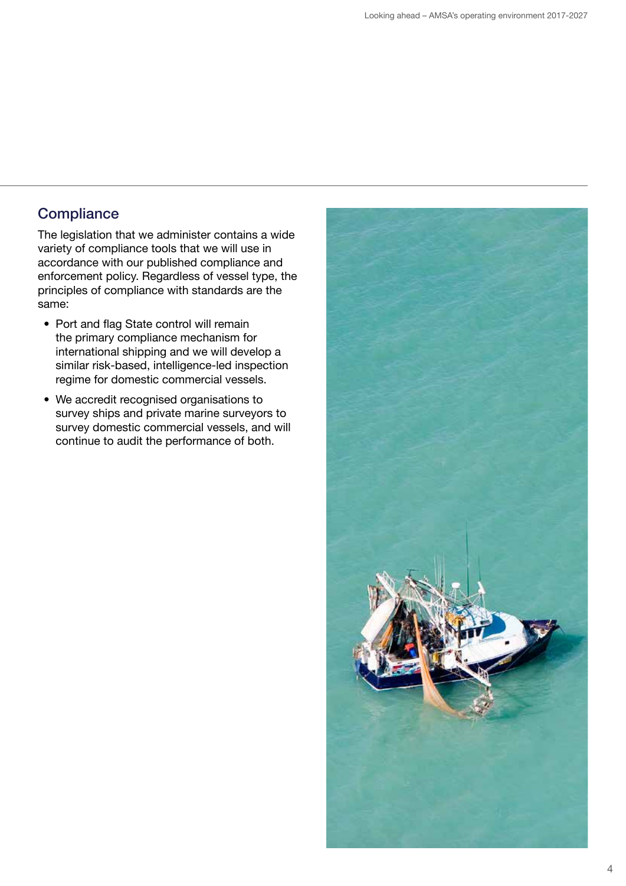## Compliance

The legislation that we administer contains a wide variety of compliance tools that we will use in accordance with our published compliance and enforcement policy. Regardless of vessel type, the principles of compliance with standards are the same:

- Port and flag State control will remain the primary compliance mechanism for international shipping and we will develop a similar risk-based, intelligence-led inspection regime for domestic commercial vessels.
- We accredit recognised organisations to survey ships and private marine surveyors to survey domestic commercial vessels, and will continue to audit the performance of both.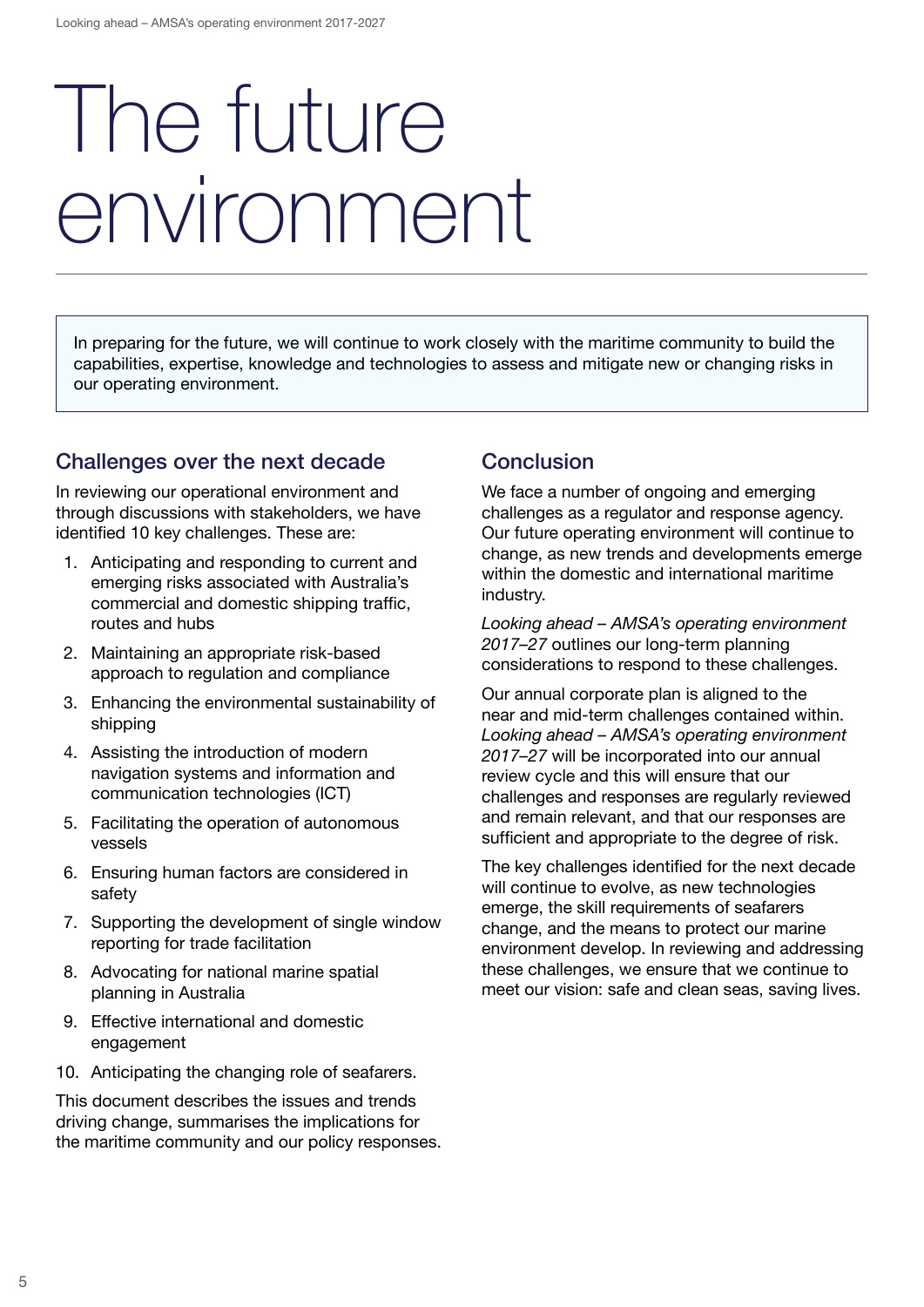# The future environment

In preparing for the future, we will continue to work closely with the maritime community to build the capabilities, expertise, knowledge and technologies to assess and mitigate new or changing risks in our operating environment.

## Challenges over the next decade

In reviewing our operational environment and through discussions with stakeholders, we have identified 10 key challenges. These are:

1. Anticipating and responding to current and emerging risks associated with Australia's commercial and domestic shipping traffic, routes and hubs
2. Maintaining an appropriate risk-based approach to regulation and compliance
3. Enhancing the environmental sustainability of shipping
4. Assisting the introduction of modern navigation systems and information and communication technologies (ICT)
5. Facilitating the operation of autonomous vessels
6. Ensuring human factors are considered in safety
7. Supporting the development of single window reporting for trade facilitation
8. Advocating for national marine spatial planning in Australia
9. Effective international and domestic engagement
10. Anticipating the changing role of seafarers.

This document describes the issues and trends driving change, summarises the implications for the maritime community and our policy responses.

## Conclusion

We face a number of ongoing and emerging challenges as a regulator and response agency. Our future operating environment will continue to change, as new trends and developments emerge within the domestic and international maritime industry.

*Looking ahead – AMSA's operating environment 2017–27* outlines our long-term planning considerations to respond to these challenges.

Our annual corporate plan is aligned to the near and mid-term challenges contained within. *Looking ahead – AMSA's operating environment 2017–27* will be incorporated into our annual review cycle and this will ensure that our challenges and responses are regularly reviewed and remain relevant, and that our responses are sufficient and appropriate to the degree of risk.

The key challenges identified for the next decade will continue to evolve, as new technologies emerge, the skill requirements of seafarers change, and the means to protect our marine environment develop. In reviewing and addressing these challenges, we ensure that we continue to meet our vision: safe and clean seas, saving lives.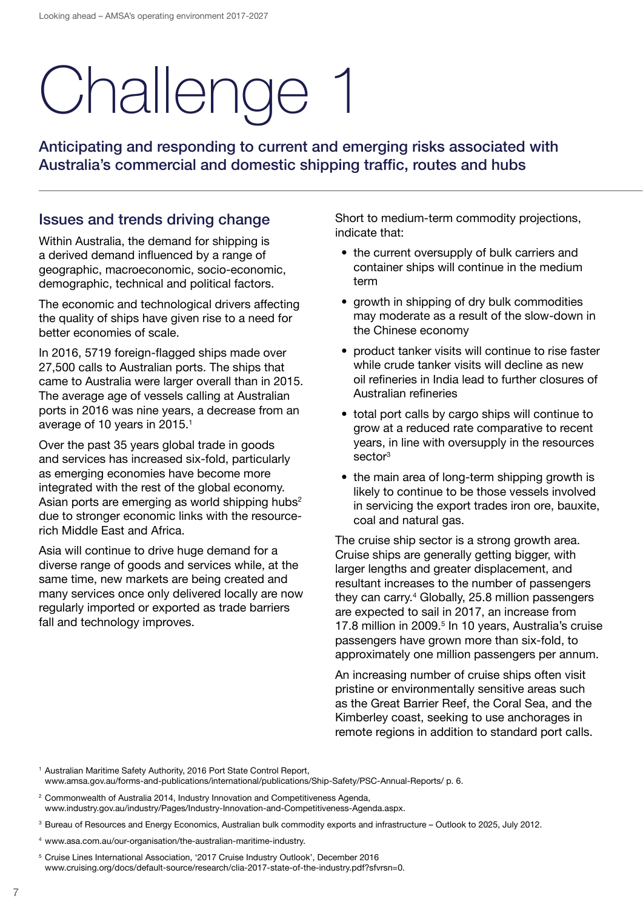# Challenge 1

## Anticipating and responding to current and emerging risks associated with Australia's commercial and domestic shipping traffic, routes and hubs

### Issues and trends driving change

Within Australia, the demand for shipping is a derived demand influenced by a range of geographic, macroeconomic, socio-economic, demographic, technical and political factors.

The economic and technological drivers affecting the quality of ships have given rise to a need for better economies of scale.

In 2016, 5719 foreign-flagged ships made over 27,500 calls to Australian ports. The ships that came to Australia were larger overall than in 2015. The average age of vessels calling at Australian ports in 2016 was nine years, a decrease from an average of 10 years in 2015.[1]

Over the past 35 years global trade in goods and services has increased six-fold, particularly as emerging economies have become more integrated with the rest of the global economy. Asian ports are emerging as world shipping hubs[2] due to stronger economic links with the resource-rich Middle East and Africa.

Asia will continue to drive huge demand for a diverse range of goods and services while, at the same time, new markets are being created and many services once only delivered locally are now regularly imported or exported as trade barriers fall and technology improves.

Short to medium-term commodity projections, indicate that:

- the current oversupply of bulk carriers and container ships will continue in the medium term
- growth in shipping of dry bulk commodities may moderate as a result of the slow-down in the Chinese economy
- product tanker visits will continue to rise faster while crude tanker visits will decline as new oil refineries in India lead to further closures of Australian refineries
- total port calls by cargo ships will continue to grow at a reduced rate comparative to recent years, in line with oversupply in the resources sector[3]
- the main area of long-term shipping growth is likely to continue to be those vessels involved in servicing the export trades iron ore, bauxite, coal and natural gas.

The cruise ship sector is a strong growth area. Cruise ships are generally getting bigger, with larger lengths and greater displacement, and resultant increases to the number of passengers they can carry.[4] Globally, 25.8 million passengers are expected to sail in 2017, an increase from 17.8 million in 2009.[5] In 10 years, Australia's cruise passengers have grown more than six-fold, to approximately one million passengers per annum.

An increasing number of cruise ships often visit pristine or environmentally sensitive areas such as the Great Barrier Reef, the Coral Sea, and the Kimberley coast, seeking to use anchorages in remote regions in addition to standard port calls.

[1] Australian Maritime Safety Authority, 2016 Port State Control Report, www.amsa.gov.au/forms-and-publications/international/publications/Ship-Safety/PSC-Annual-Reports/ p. 6.

[2] Commonwealth of Australia 2014, Industry Innovation and Competitiveness Agenda, www.industry.gov.au/industry/Pages/Industry-Innovation-and-Competitiveness-Agenda.aspx.

[3] Bureau of Resources and Energy Economics, Australian bulk commodity exports and infrastructure – Outlook to 2025, July 2012.

[4] www.asa.com.au/our-organisation/the-australian-maritime-industry.

[5] Cruise Lines International Association, '2017 Cruise Industry Outlook', December 2016 www.cruising.org/docs/default-source/research/clia-2017-state-of-the-industry.pdf?sfvrsn=0.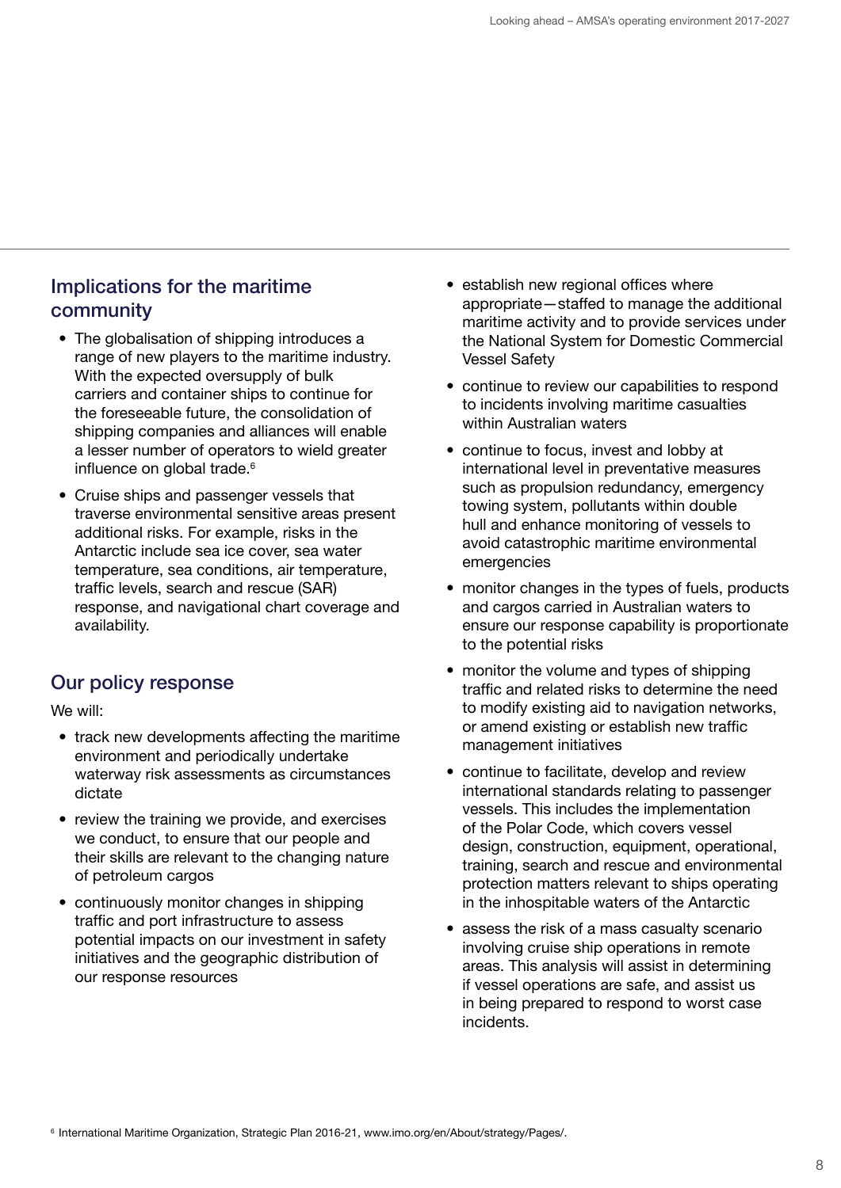## Implications for the maritime community

- The globalisation of shipping introduces a range of new players to the maritime industry. With the expected oversupply of bulk carriers and container ships to continue for the foreseeable future, the consolidation of shipping companies and alliances will enable a lesser number of operators to wield greater influence on global trade.[6]
- Cruise ships and passenger vessels that traverse environmental sensitive areas present additional risks. For example, risks in the Antarctic include sea ice cover, sea water temperature, sea conditions, air temperature, traffic levels, search and rescue (SAR) response, and navigational chart coverage and availability.

## Our policy response

We will:

- track new developments affecting the maritime environment and periodically undertake waterway risk assessments as circumstances dictate
- review the training we provide, and exercises we conduct, to ensure that our people and their skills are relevant to the changing nature of petroleum cargos
- continuously monitor changes in shipping traffic and port infrastructure to assess potential impacts on our investment in safety initiatives and the geographic distribution of our response resources
- establish new regional offices where appropriate—staffed to manage the additional maritime activity and to provide services under the National System for Domestic Commercial Vessel Safety
- continue to review our capabilities to respond to incidents involving maritime casualties within Australian waters
- continue to focus, invest and lobby at international level in preventative measures such as propulsion redundancy, emergency towing system, pollutants within double hull and enhance monitoring of vessels to avoid catastrophic maritime environmental emergencies
- monitor changes in the types of fuels, products and cargos carried in Australian waters to ensure our response capability is proportionate to the potential risks
- monitor the volume and types of shipping traffic and related risks to determine the need to modify existing aid to navigation networks, or amend existing or establish new traffic management initiatives
- continue to facilitate, develop and review international standards relating to passenger vessels. This includes the implementation of the Polar Code, which covers vessel design, construction, equipment, operational, training, search and rescue and environmental protection matters relevant to ships operating in the inhospitable waters of the Antarctic
- assess the risk of a mass casualty scenario involving cruise ship operations in remote areas. This analysis will assist in determining if vessel operations are safe, and assist us in being prepared to respond to worst case incidents.

[6] International Maritime Organization, Strategic Plan 2016-21, www.imo.org/en/About/strategy/Pages/.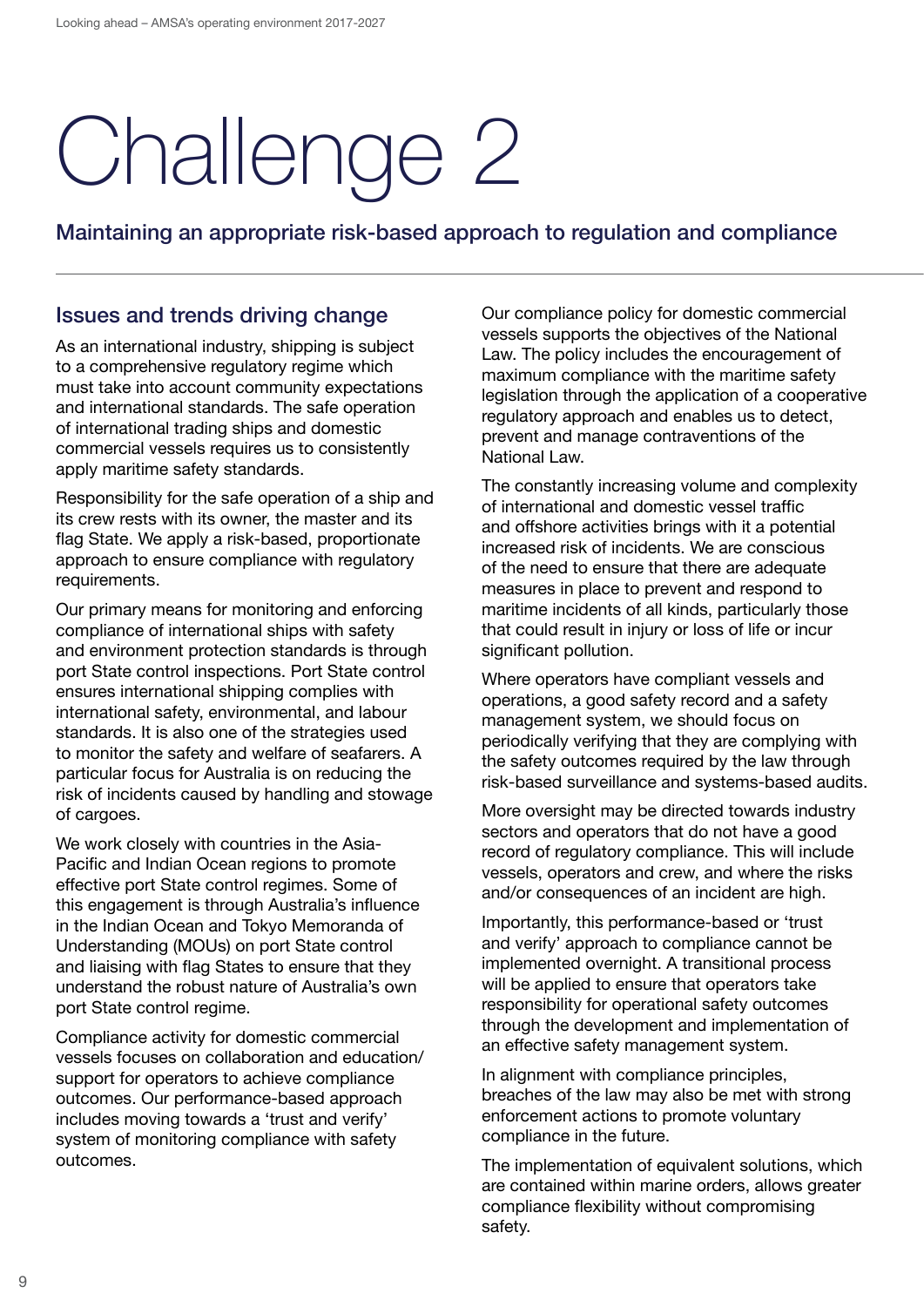# Challenge 2

## Maintaining an appropriate risk-based approach to regulation and compliance

### Issues and trends driving change

As an international industry, shipping is subject to a comprehensive regulatory regime which must take into account community expectations and international standards. The safe operation of international trading ships and domestic commercial vessels requires us to consistently apply maritime safety standards.

Responsibility for the safe operation of a ship and its crew rests with its owner, the master and its flag State. We apply a risk-based, proportionate approach to ensure compliance with regulatory requirements.

Our primary means for monitoring and enforcing compliance of international ships with safety and environment protection standards is through port State control inspections. Port State control ensures international shipping complies with international safety, environmental, and labour standards. It is also one of the strategies used to monitor the safety and welfare of seafarers. A particular focus for Australia is on reducing the risk of incidents caused by handling and stowage of cargoes.

We work closely with countries in the Asia-Pacific and Indian Ocean regions to promote effective port State control regimes. Some of this engagement is through Australia's influence in the Indian Ocean and Tokyo Memoranda of Understanding (MOUs) on port State control and liaising with flag States to ensure that they understand the robust nature of Australia's own port State control regime.

Compliance activity for domestic commercial vessels focuses on collaboration and education/support for operators to achieve compliance outcomes. Our performance-based approach includes moving towards a 'trust and verify' system of monitoring compliance with safety outcomes.

Our compliance policy for domestic commercial vessels supports the objectives of the National Law. The policy includes the encouragement of maximum compliance with the maritime safety legislation through the application of a cooperative regulatory approach and enables us to detect, prevent and manage contraventions of the National Law.

The constantly increasing volume and complexity of international and domestic vessel traffic and offshore activities brings with it a potential increased risk of incidents. We are conscious of the need to ensure that there are adequate measures in place to prevent and respond to maritime incidents of all kinds, particularly those that could result in injury or loss of life or incur significant pollution.

Where operators have compliant vessels and operations, a good safety record and a safety management system, we should focus on periodically verifying that they are complying with the safety outcomes required by the law through risk-based surveillance and systems-based audits.

More oversight may be directed towards industry sectors and operators that do not have a good record of regulatory compliance. This will include vessels, operators and crew, and where the risks and/or consequences of an incident are high.

Importantly, this performance-based or 'trust and verify' approach to compliance cannot be implemented overnight. A transitional process will be applied to ensure that operators take responsibility for operational safety outcomes through the development and implementation of an effective safety management system.

In alignment with compliance principles, breaches of the law may also be met with strong enforcement actions to promote voluntary compliance in the future.

The implementation of equivalent solutions, which are contained within marine orders, allows greater compliance flexibility without compromising safety.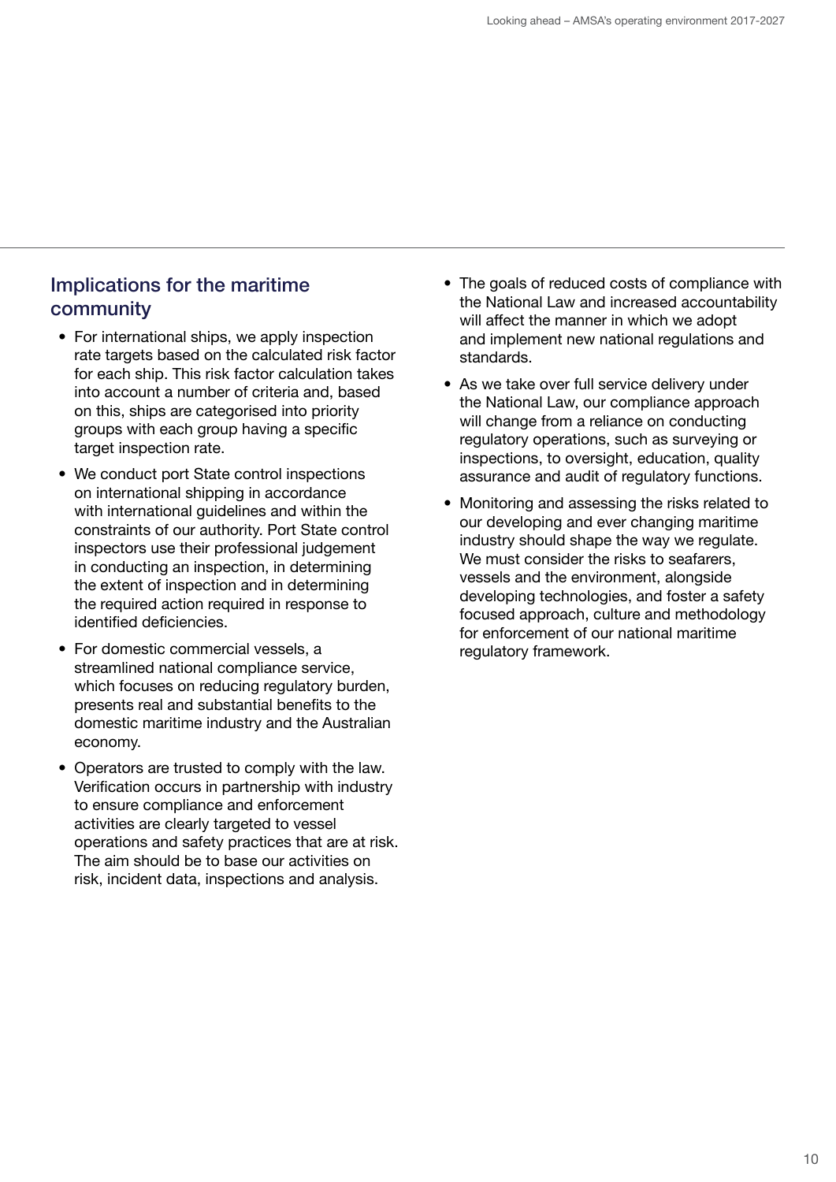## Implications for the maritime community

- For international ships, we apply inspection rate targets based on the calculated risk factor for each ship. This risk factor calculation takes into account a number of criteria and, based on this, ships are categorised into priority groups with each group having a specific target inspection rate.
- We conduct port State control inspections on international shipping in accordance with international guidelines and within the constraints of our authority. Port State control inspectors use their professional judgement in conducting an inspection, in determining the extent of inspection and in determining the required action required in response to identified deficiencies.
- For domestic commercial vessels, a streamlined national compliance service, which focuses on reducing regulatory burden, presents real and substantial benefits to the domestic maritime industry and the Australian economy.
- Operators are trusted to comply with the law. Verification occurs in partnership with industry to ensure compliance and enforcement activities are clearly targeted to vessel operations and safety practices that are at risk. The aim should be to base our activities on risk, incident data, inspections and analysis.
- The goals of reduced costs of compliance with the National Law and increased accountability will affect the manner in which we adopt and implement new national regulations and standards.
- As we take over full service delivery under the National Law, our compliance approach will change from a reliance on conducting regulatory operations, such as surveying or inspections, to oversight, education, quality assurance and audit of regulatory functions.
- Monitoring and assessing the risks related to our developing and ever changing maritime industry should shape the way we regulate. We must consider the risks to seafarers, vessels and the environment, alongside developing technologies, and foster a safety focused approach, culture and methodology for enforcement of our national maritime regulatory framework.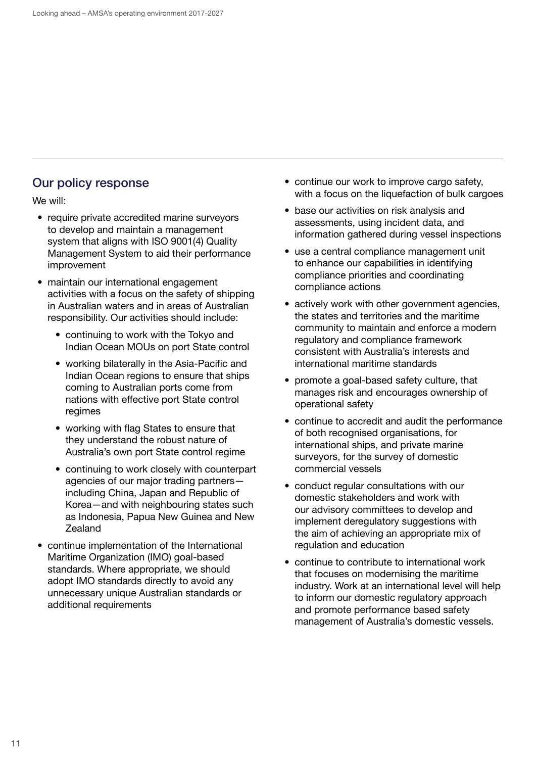## Our policy response

We will:

- require private accredited marine surveyors to develop and maintain a management system that aligns with ISO 9001(4) Quality Management System to aid their performance improvement
- maintain our international engagement activities with a focus on the safety of shipping in Australian waters and in areas of Australian responsibility. Our activities should include:
  - continuing to work with the Tokyo and Indian Ocean MOUs on port State control
  - working bilaterally in the Asia-Pacific and Indian Ocean regions to ensure that ships coming to Australian ports come from nations with effective port State control regimes
  - working with flag States to ensure that they understand the robust nature of Australia's own port State control regime
  - continuing to work closely with counterpart agencies of our major trading partners—including China, Japan and Republic of Korea—and with neighbouring states such as Indonesia, Papua New Guinea and New Zealand
- continue implementation of the International Maritime Organization (IMO) goal-based standards. Where appropriate, we should adopt IMO standards directly to avoid any unnecessary unique Australian standards or additional requirements
- continue our work to improve cargo safety, with a focus on the liquefaction of bulk cargoes
- base our activities on risk analysis and assessments, using incident data, and information gathered during vessel inspections
- use a central compliance management unit to enhance our capabilities in identifying compliance priorities and coordinating compliance actions
- actively work with other government agencies, the states and territories and the maritime community to maintain and enforce a modern regulatory and compliance framework consistent with Australia's interests and international maritime standards
- promote a goal-based safety culture, that manages risk and encourages ownership of operational safety
- continue to accredit and audit the performance of both recognised organisations, for international ships, and private marine surveyors, for the survey of domestic commercial vessels
- conduct regular consultations with our domestic stakeholders and work with our advisory committees to develop and implement deregulatory suggestions with the aim of achieving an appropriate mix of regulation and education
- continue to contribute to international work that focuses on modernising the maritime industry. Work at an international level will help to inform our domestic regulatory approach and promote performance based safety management of Australia's domestic vessels.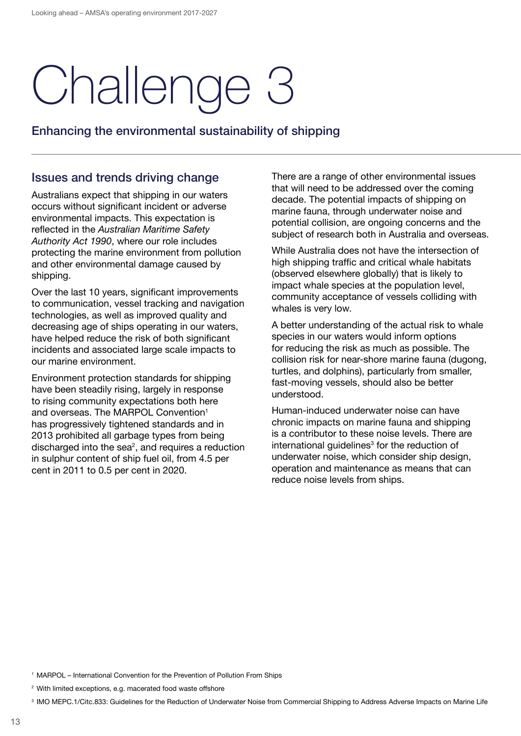# Challenge 3

## Enhancing the environmental sustainability of shipping

### Issues and trends driving change

Australians expect that shipping in our waters occurs without significant incident or adverse environmental impacts. This expectation is reflected in the *Australian Maritime Safety Authority Act 1990*, where our role includes protecting the marine environment from pollution and other environmental damage caused by shipping.

Over the last 10 years, significant improvements to communication, vessel tracking and navigation technologies, as well as improved quality and decreasing age of ships operating in our waters, have helped reduce the risk of both significant incidents and associated large scale impacts to our marine environment.

Environment protection standards for shipping have been steadily rising, largely in response to rising community expectations both here and overseas. The MARPOL Convention[1] has progressively tightened standards and in 2013 prohibited all garbage types from being discharged into the sea[2], and requires a reduction in sulphur content of ship fuel oil, from 4.5 per cent in 2011 to 0.5 per cent in 2020.

There are a range of other environmental issues that will need to be addressed over the coming decade. The potential impacts of shipping on marine fauna, through underwater noise and potential collision, are ongoing concerns and the subject of research both in Australia and overseas.

While Australia does not have the intersection of high shipping traffic and critical whale habitats (observed elsewhere globally) that is likely to impact whale species at the population level, community acceptance of vessels colliding with whales is very low.

A better understanding of the actual risk to whale species in our waters would inform options for reducing the risk as much as possible. The collision risk for near-shore marine fauna (dugong, turtles, and dolphins), particularly from smaller, fast-moving vessels, should also be better understood.

Human-induced underwater noise can have chronic impacts on marine fauna and shipping is a contributor to these noise levels. There are international guidelines[3] for the reduction of underwater noise, which consider ship design, operation and maintenance as means that can reduce noise levels from ships.

[1] MARPOL – International Convention for the Prevention of Pollution From Ships

[2] With limited exceptions, e.g. macerated food waste offshore

[3] IMO MEPC.1/Citc.833: Guidelines for the Reduction of Underwater Noise from Commercial Shipping to Address Adverse Impacts on Marine Life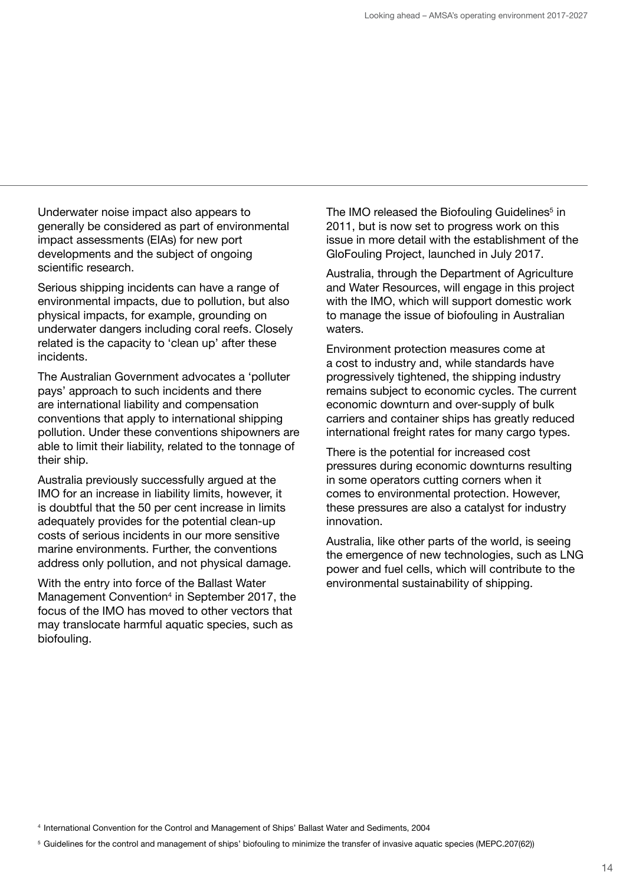Underwater noise impact also appears to generally be considered as part of environmental impact assessments (EIAs) for new port developments and the subject of ongoing scientific research.

Serious shipping incidents can have a range of environmental impacts, due to pollution, but also physical impacts, for example, grounding on underwater dangers including coral reefs. Closely related is the capacity to 'clean up' after these incidents.

The Australian Government advocates a 'polluter pays' approach to such incidents and there are international liability and compensation conventions that apply to international shipping pollution. Under these conventions shipowners are able to limit their liability, related to the tonnage of their ship.

Australia previously successfully argued at the IMO for an increase in liability limits, however, it is doubtful that the 50 per cent increase in limits adequately provides for the potential clean-up costs of serious incidents in our more sensitive marine environments. Further, the conventions address only pollution, and not physical damage.

With the entry into force of the Ballast Water Management Convention[4] in September 2017, the focus of the IMO has moved to other vectors that may translocate harmful aquatic species, such as biofouling.

The IMO released the Biofouling Guidelines[5] in 2011, but is now set to progress work on this issue in more detail with the establishment of the GloFouling Project, launched in July 2017.

Australia, through the Department of Agriculture and Water Resources, will engage in this project with the IMO, which will support domestic work to manage the issue of biofouling in Australian waters.

Environment protection measures come at a cost to industry and, while standards have progressively tightened, the shipping industry remains subject to economic cycles. The current economic downturn and over-supply of bulk carriers and container ships has greatly reduced international freight rates for many cargo types.

There is the potential for increased cost pressures during economic downturns resulting in some operators cutting corners when it comes to environmental protection. However, these pressures are also a catalyst for industry innovation.

Australia, like other parts of the world, is seeing the emergence of new technologies, such as LNG power and fuel cells, which will contribute to the environmental sustainability of shipping.

[4] International Convention for the Control and Management of Ships' Ballast Water and Sediments, 2004

[5] Guidelines for the control and management of ships' biofouling to minimize the transfer of invasive aquatic species (MEPC.207(62))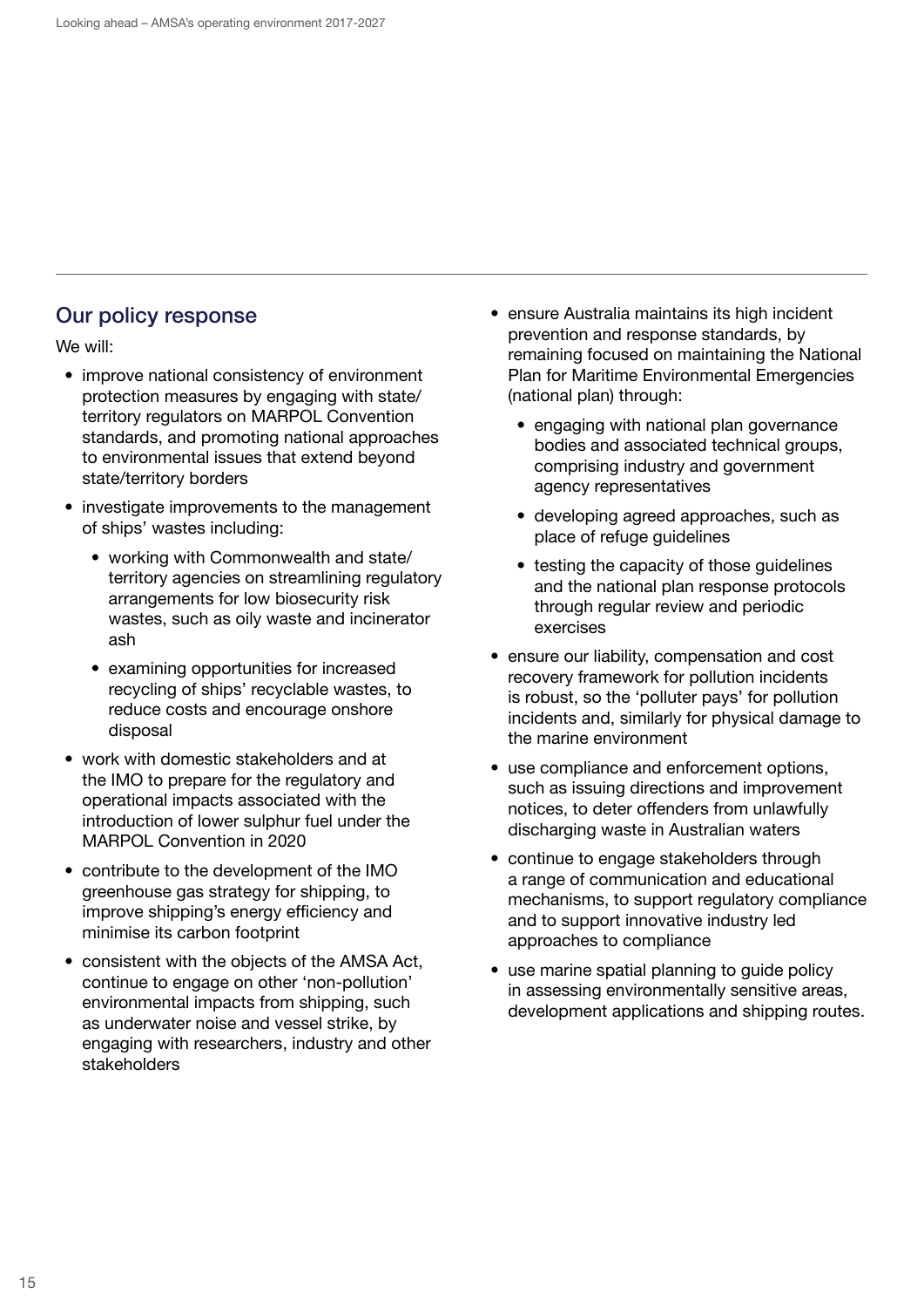## Our policy response

We will:

- improve national consistency of environment protection measures by engaging with state/territory regulators on MARPOL Convention standards, and promoting national approaches to environmental issues that extend beyond state/territory borders
- investigate improvements to the management of ships' wastes including:
  - working with Commonwealth and state/territory agencies on streamlining regulatory arrangements for low biosecurity risk wastes, such as oily waste and incinerator ash
  - examining opportunities for increased recycling of ships' recyclable wastes, to reduce costs and encourage onshore disposal
- work with domestic stakeholders and at the IMO to prepare for the regulatory and operational impacts associated with the introduction of lower sulphur fuel under the MARPOL Convention in 2020
- contribute to the development of the IMO greenhouse gas strategy for shipping, to improve shipping's energy efficiency and minimise its carbon footprint
- consistent with the objects of the AMSA Act, continue to engage on other 'non-pollution' environmental impacts from shipping, such as underwater noise and vessel strike, by engaging with researchers, industry and other stakeholders
- ensure Australia maintains its high incident prevention and response standards, by remaining focused on maintaining the National Plan for Maritime Environmental Emergencies (national plan) through:
  - engaging with national plan governance bodies and associated technical groups, comprising industry and government agency representatives
  - developing agreed approaches, such as place of refuge guidelines
  - testing the capacity of those guidelines and the national plan response protocols through regular review and periodic exercises
- ensure our liability, compensation and cost recovery framework for pollution incidents is robust, so the 'polluter pays' for pollution incidents and, similarly for physical damage to the marine environment
- use compliance and enforcement options, such as issuing directions and improvement notices, to deter offenders from unlawfully discharging waste in Australian waters
- continue to engage stakeholders through a range of communication and educational mechanisms, to support regulatory compliance and to support innovative industry led approaches to compliance
- use marine spatial planning to guide policy in assessing environmentally sensitive areas, development applications and shipping routes.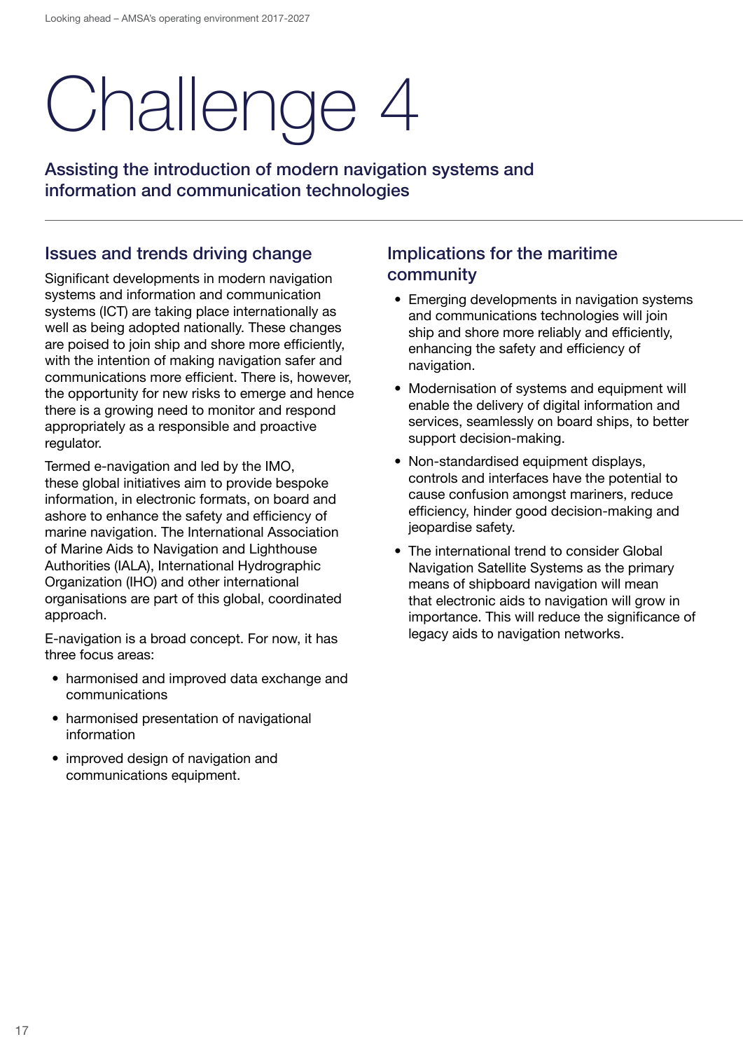# Challenge 4

## Assisting the introduction of modern navigation systems and information and communication technologies

### Issues and trends driving change

Significant developments in modern navigation systems and information and communication systems (ICT) are taking place internationally as well as being adopted nationally. These changes are poised to join ship and shore more efficiently, with the intention of making navigation safer and communications more efficient. There is, however, the opportunity for new risks to emerge and hence there is a growing need to monitor and respond appropriately as a responsible and proactive regulator.

Termed e-navigation and led by the IMO, these global initiatives aim to provide bespoke information, in electronic formats, on board and ashore to enhance the safety and efficiency of marine navigation. The International Association of Marine Aids to Navigation and Lighthouse Authorities (IALA), International Hydrographic Organization (IHO) and other international organisations are part of this global, coordinated approach.

E-navigation is a broad concept. For now, it has three focus areas:

- harmonised and improved data exchange and communications
- harmonised presentation of navigational information
- improved design of navigation and communications equipment.

### Implications for the maritime community

- Emerging developments in navigation systems and communications technologies will join ship and shore more reliably and efficiently, enhancing the safety and efficiency of navigation.
- Modernisation of systems and equipment will enable the delivery of digital information and services, seamlessly on board ships, to better support decision-making.
- Non-standardised equipment displays, controls and interfaces have the potential to cause confusion amongst mariners, reduce efficiency, hinder good decision-making and jeopardise safety.
- The international trend to consider Global Navigation Satellite Systems as the primary means of shipboard navigation will mean that electronic aids to navigation will grow in importance. This will reduce the significance of legacy aids to navigation networks.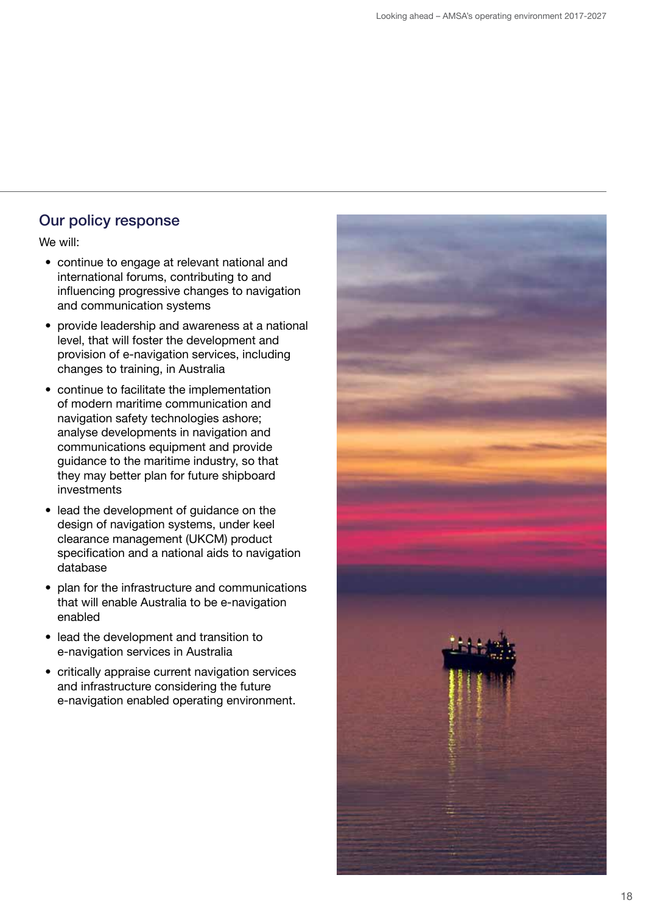## Our policy response

We will:

- continue to engage at relevant national and international forums, contributing to and influencing progressive changes to navigation and communication systems
- provide leadership and awareness at a national level, that will foster the development and provision of e-navigation services, including changes to training, in Australia
- continue to facilitate the implementation of modern maritime communication and navigation safety technologies ashore; analyse developments in navigation and communications equipment and provide guidance to the maritime industry, so that they may better plan for future shipboard investments
- lead the development of guidance on the design of navigation systems, under keel clearance management (UKCM) product specification and a national aids to navigation database
- plan for the infrastructure and communications that will enable Australia to be e-navigation enabled
- lead the development and transition to e-navigation services in Australia
- critically appraise current navigation services and infrastructure considering the future e-navigation enabled operating environment.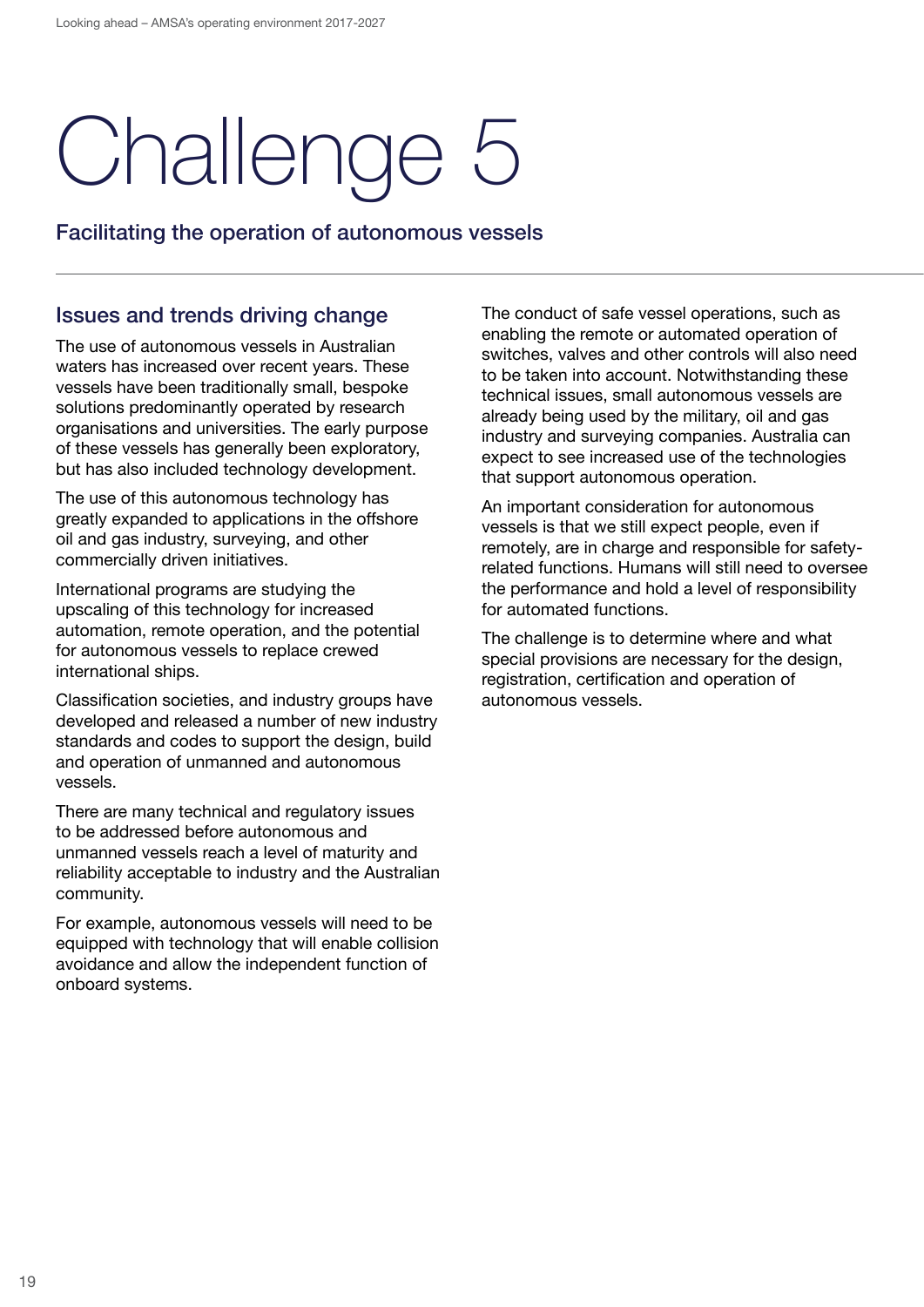# Challenge 5

## Facilitating the operation of autonomous vessels

### Issues and trends driving change

The use of autonomous vessels in Australian waters has increased over recent years. These vessels have been traditionally small, bespoke solutions predominantly operated by research organisations and universities. The early purpose of these vessels has generally been exploratory, but has also included technology development.

The use of this autonomous technology has greatly expanded to applications in the offshore oil and gas industry, surveying, and other commercially driven initiatives.

International programs are studying the upscaling of this technology for increased automation, remote operation, and the potential for autonomous vessels to replace crewed international ships.

Classification societies, and industry groups have developed and released a number of new industry standards and codes to support the design, build and operation of unmanned and autonomous vessels.

There are many technical and regulatory issues to be addressed before autonomous and unmanned vessels reach a level of maturity and reliability acceptable to industry and the Australian community.

For example, autonomous vessels will need to be equipped with technology that will enable collision avoidance and allow the independent function of onboard systems.

The conduct of safe vessel operations, such as enabling the remote or automated operation of switches, valves and other controls will also need to be taken into account. Notwithstanding these technical issues, small autonomous vessels are already being used by the military, oil and gas industry and surveying companies. Australia can expect to see increased use of the technologies that support autonomous operation.

An important consideration for autonomous vessels is that we still expect people, even if remotely, are in charge and responsible for safety-related functions. Humans will still need to oversee the performance and hold a level of responsibility for automated functions.

The challenge is to determine where and what special provisions are necessary for the design, registration, certification and operation of autonomous vessels.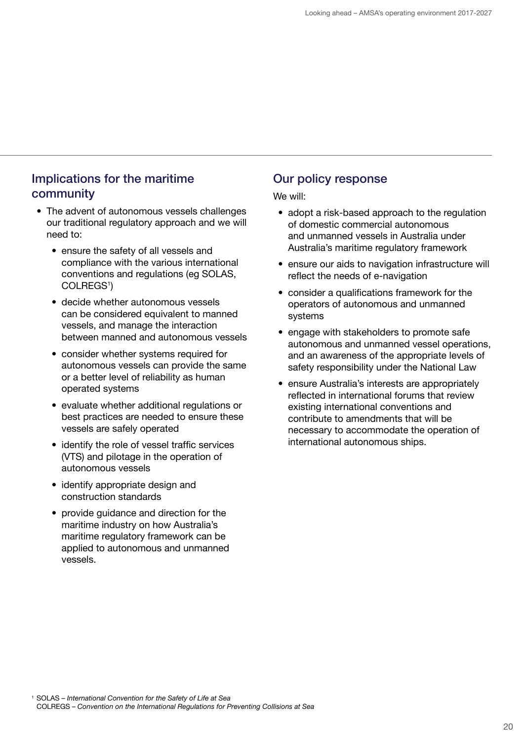## Implications for the maritime community

- The advent of autonomous vessels challenges our traditional regulatory approach and we will need to:
  - ensure the safety of all vessels and compliance with the various international conventions and regulations (eg SOLAS, COLREGS[1])
  - decide whether autonomous vessels can be considered equivalent to manned vessels, and manage the interaction between manned and autonomous vessels
  - consider whether systems required for autonomous vessels can provide the same or a better level of reliability as human operated systems
  - evaluate whether additional regulations or best practices are needed to ensure these vessels are safely operated
  - identify the role of vessel traffic services (VTS) and pilotage in the operation of autonomous vessels
  - identify appropriate design and construction standards
  - provide guidance and direction for the maritime industry on how Australia's maritime regulatory framework can be applied to autonomous and unmanned vessels.

## Our policy response

We will:

- adopt a risk-based approach to the regulation of domestic commercial autonomous and unmanned vessels in Australia under Australia's maritime regulatory framework
- ensure our aids to navigation infrastructure will reflect the needs of e-navigation
- consider a qualifications framework for the operators of autonomous and unmanned systems
- engage with stakeholders to promote safe autonomous and unmanned vessel operations, and an awareness of the appropriate levels of safety responsibility under the National Law
- ensure Australia's interests are appropriately reflected in international forums that review existing international conventions and contribute to amendments that will be necessary to accommodate the operation of international autonomous ships.

[1] SOLAS – *International Convention for the Safety of Life at Sea*
COLREGS – *Convention on the International Regulations for Preventing Collisions at Sea*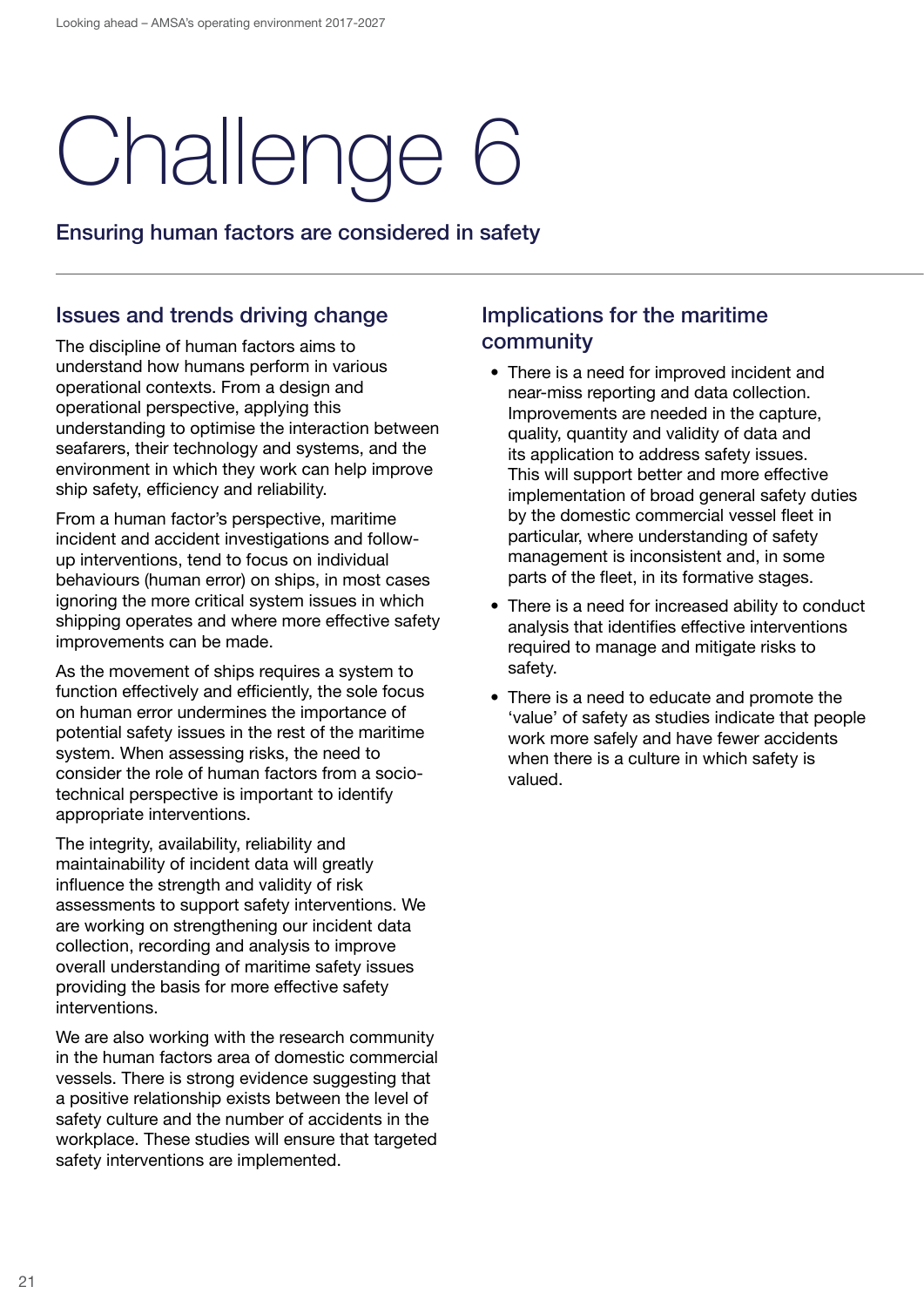# Challenge 6

## Ensuring human factors are considered in safety

### Issues and trends driving change

The discipline of human factors aims to understand how humans perform in various operational contexts. From a design and operational perspective, applying this understanding to optimise the interaction between seafarers, their technology and systems, and the environment in which they work can help improve ship safety, efficiency and reliability.

From a human factor's perspective, maritime incident and accident investigations and follow-up interventions, tend to focus on individual behaviours (human error) on ships, in most cases ignoring the more critical system issues in which shipping operates and where more effective safety improvements can be made.

As the movement of ships requires a system to function effectively and efficiently, the sole focus on human error undermines the importance of potential safety issues in the rest of the maritime system. When assessing risks, the need to consider the role of human factors from a socio-technical perspective is important to identify appropriate interventions.

The integrity, availability, reliability and maintainability of incident data will greatly influence the strength and validity of risk assessments to support safety interventions. We are working on strengthening our incident data collection, recording and analysis to improve overall understanding of maritime safety issues providing the basis for more effective safety interventions.

We are also working with the research community in the human factors area of domestic commercial vessels. There is strong evidence suggesting that a positive relationship exists between the level of safety culture and the number of accidents in the workplace. These studies will ensure that targeted safety interventions are implemented.

### Implications for the maritime community

- There is a need for improved incident and near-miss reporting and data collection. Improvements are needed in the capture, quality, quantity and validity of data and its application to address safety issues. This will support better and more effective implementation of broad general safety duties by the domestic commercial vessel fleet in particular, where understanding of safety management is inconsistent and, in some parts of the fleet, in its formative stages.
- There is a need for increased ability to conduct analysis that identifies effective interventions required to manage and mitigate risks to safety.
- There is a need to educate and promote the 'value' of safety as studies indicate that people work more safely and have fewer accidents when there is a culture in which safety is valued.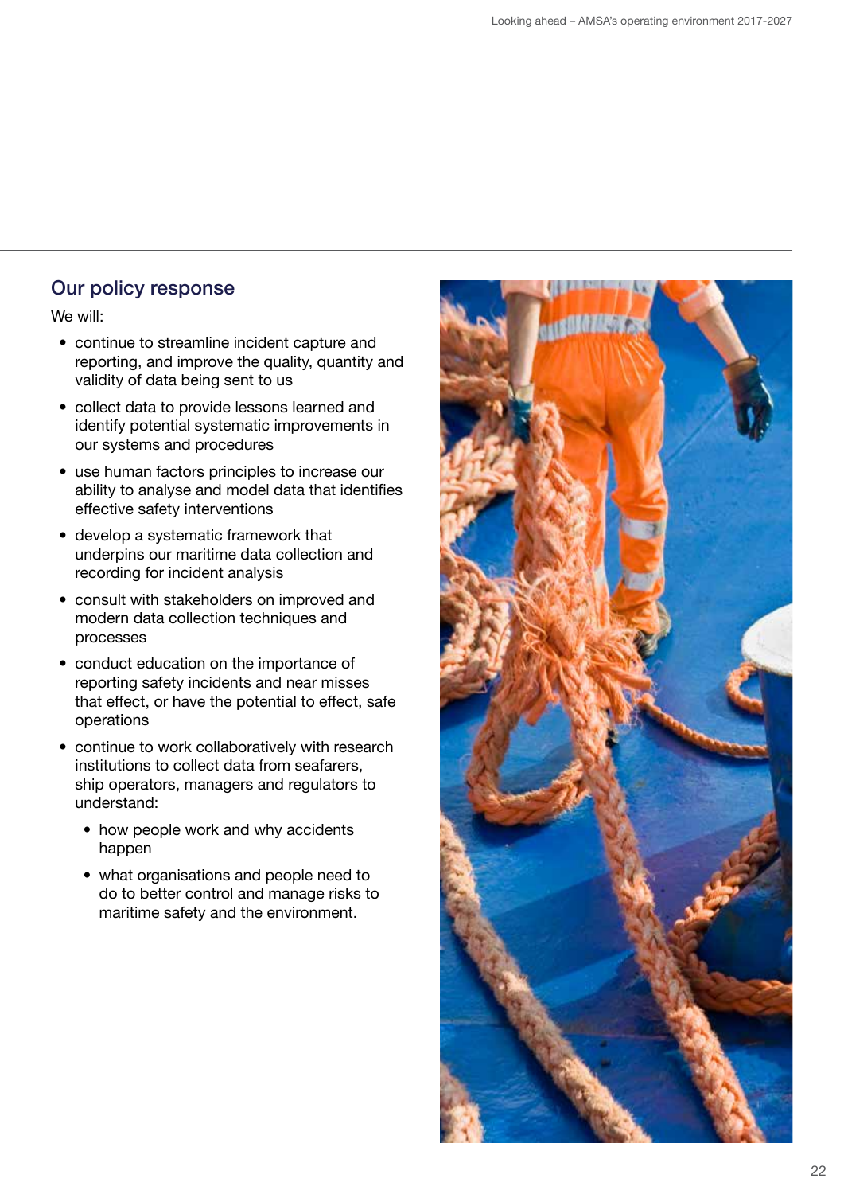## Our policy response

We will:

- continue to streamline incident capture and reporting, and improve the quality, quantity and validity of data being sent to us
- collect data to provide lessons learned and identify potential systematic improvements in our systems and procedures
- use human factors principles to increase our ability to analyse and model data that identifies effective safety interventions
- develop a systematic framework that underpins our maritime data collection and recording for incident analysis
- consult with stakeholders on improved and modern data collection techniques and processes
- conduct education on the importance of reporting safety incidents and near misses that effect, or have the potential to effect, safe operations
- continue to work collaboratively with research institutions to collect data from seafarers, ship operators, managers and regulators to understand:
  - how people work and why accidents happen
  - what organisations and people need to do to better control and manage risks to maritime safety and the environment.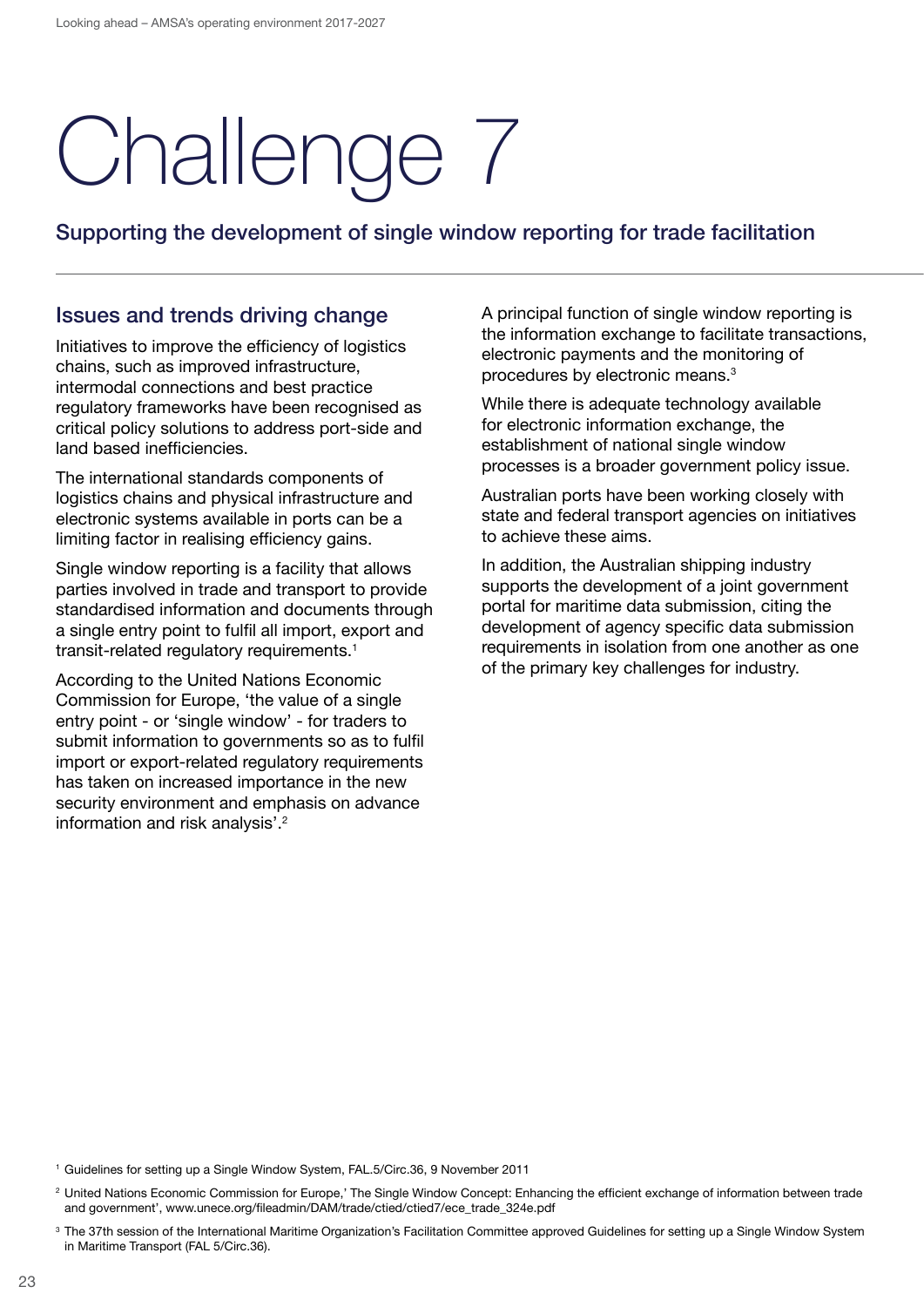# Challenge 7

## Supporting the development of single window reporting for trade facilitation

### Issues and trends driving change

Initiatives to improve the efficiency of logistics chains, such as improved infrastructure, intermodal connections and best practice regulatory frameworks have been recognised as critical policy solutions to address port-side and land based inefficiencies.

The international standards components of logistics chains and physical infrastructure and electronic systems available in ports can be a limiting factor in realising efficiency gains.

Single window reporting is a facility that allows parties involved in trade and transport to provide standardised information and documents through a single entry point to fulfil all import, export and transit-related regulatory requirements.[1]

According to the United Nations Economic Commission for Europe, 'the value of a single entry point - or 'single window' - for traders to submit information to governments so as to fulfil import or export-related regulatory requirements has taken on increased importance in the new security environment and emphasis on advance information and risk analysis'.[2]

A principal function of single window reporting is the information exchange to facilitate transactions, electronic payments and the monitoring of procedures by electronic means.[3]

While there is adequate technology available for electronic information exchange, the establishment of national single window processes is a broader government policy issue.

Australian ports have been working closely with state and federal transport agencies on initiatives to achieve these aims.

In addition, the Australian shipping industry supports the development of a joint government portal for maritime data submission, citing the development of agency specific data submission requirements in isolation from one another as one of the primary key challenges for industry.

---

[1] Guidelines for setting up a Single Window System, FAL.5/Circ.36, 9 November 2011

[2] United Nations Economic Commission for Europe,' The Single Window Concept: Enhancing the efficient exchange of information between trade and government', www.unece.org/fileadmin/DAM/trade/ctied/ctied7/ece_trade_324e.pdf

[3] The 37th session of the International Maritime Organization's Facilitation Committee approved Guidelines for setting up a Single Window System in Maritime Transport (FAL 5/Circ.36).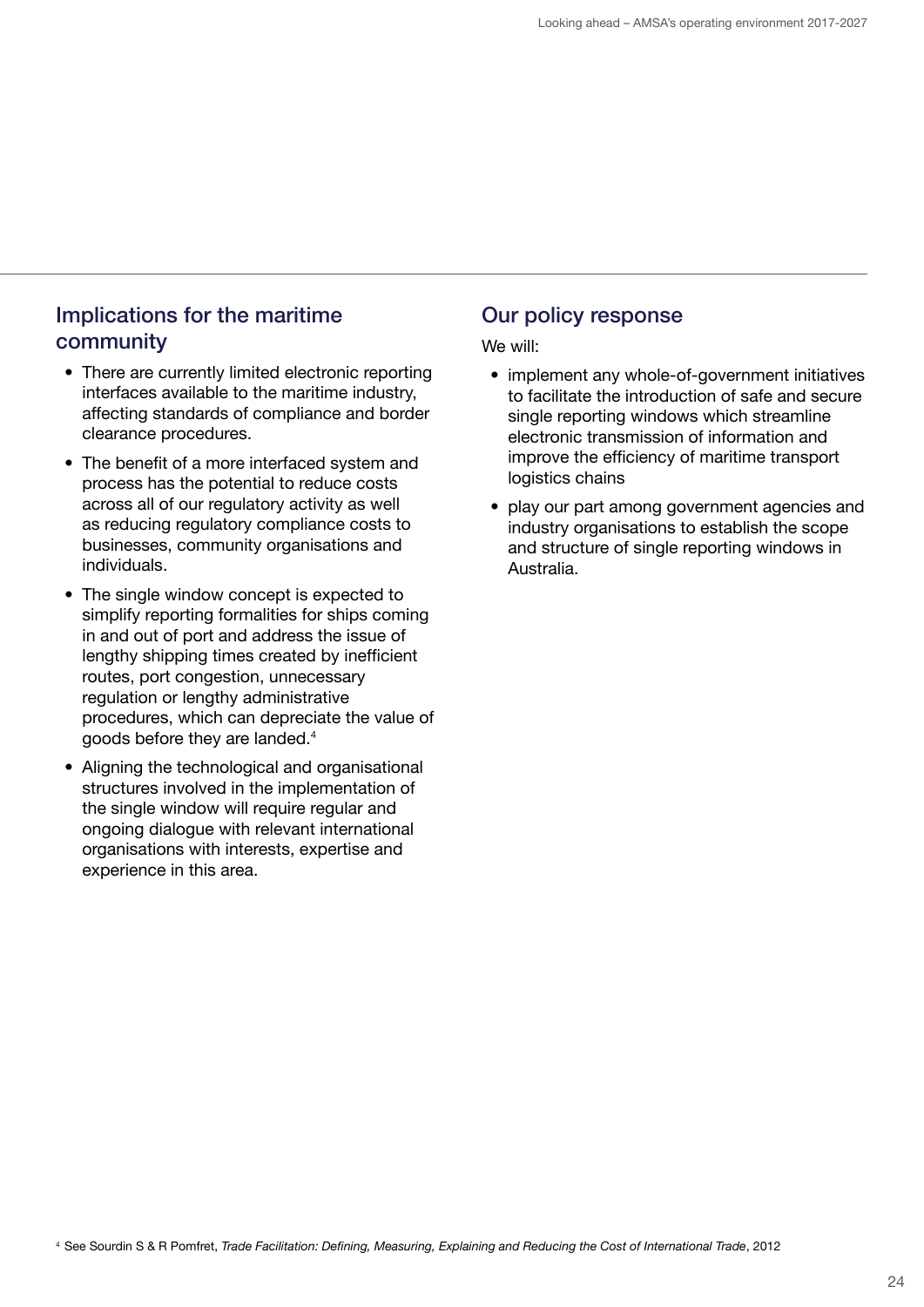## Implications for the maritime community

- There are currently limited electronic reporting interfaces available to the maritime industry, affecting standards of compliance and border clearance procedures.
- The benefit of a more interfaced system and process has the potential to reduce costs across all of our regulatory activity as well as reducing regulatory compliance costs to businesses, community organisations and individuals.
- The single window concept is expected to simplify reporting formalities for ships coming in and out of port and address the issue of lengthy shipping times created by inefficient routes, port congestion, unnecessary regulation or lengthy administrative procedures, which can depreciate the value of goods before they are landed.[4]
- Aligning the technological and organisational structures involved in the implementation of the single window will require regular and ongoing dialogue with relevant international organisations with interests, expertise and experience in this area.

## Our policy response

We will:

- implement any whole-of-government initiatives to facilitate the introduction of safe and secure single reporting windows which streamline electronic transmission of information and improve the efficiency of maritime transport logistics chains
- play our part among government agencies and industry organisations to establish the scope and structure of single reporting windows in Australia.

[4] See Sourdin S & R Pomfret, *Trade Facilitation: Defining, Measuring, Explaining and Reducing the Cost of International Trade*, 2012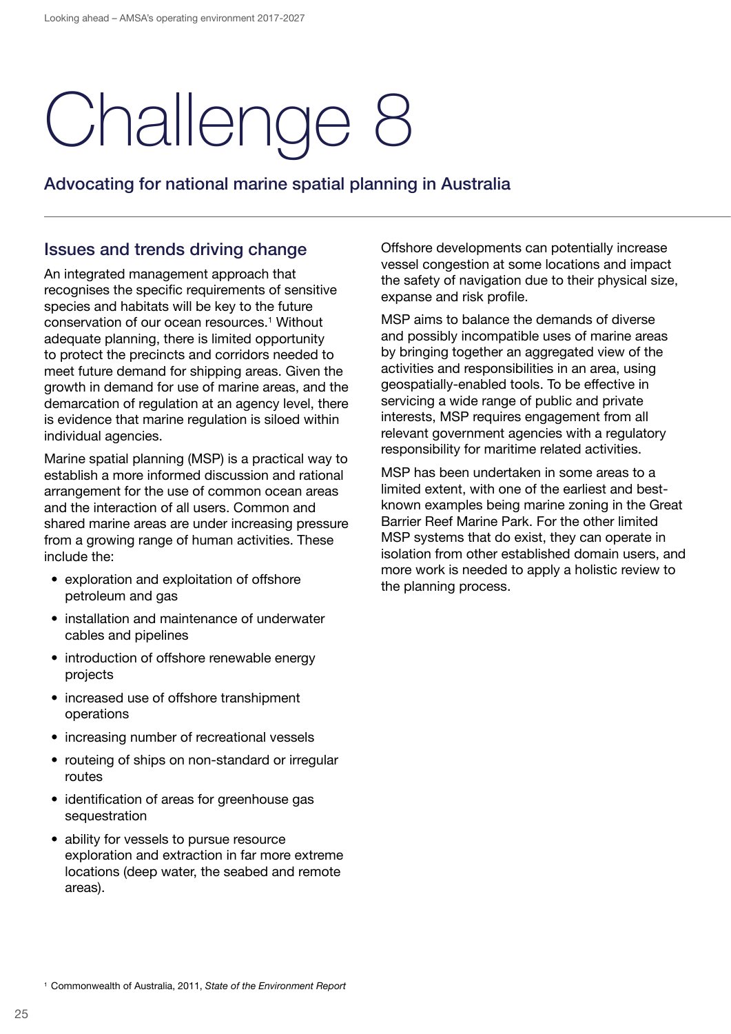# Challenge 8

## Advocating for national marine spatial planning in Australia

### Issues and trends driving change

An integrated management approach that recognises the specific requirements of sensitive species and habitats will be key to the future conservation of our ocean resources.[1] Without adequate planning, there is limited opportunity to protect the precincts and corridors needed to meet future demand for shipping areas. Given the growth in demand for use of marine areas, and the demarcation of regulation at an agency level, there is evidence that marine regulation is siloed within individual agencies.

Marine spatial planning (MSP) is a practical way to establish a more informed discussion and rational arrangement for the use of common ocean areas and the interaction of all users. Common and shared marine areas are under increasing pressure from a growing range of human activities. These include the:

- exploration and exploitation of offshore petroleum and gas
- installation and maintenance of underwater cables and pipelines
- introduction of offshore renewable energy projects
- increased use of offshore transhipment operations
- increasing number of recreational vessels
- routeing of ships on non-standard or irregular routes
- identification of areas for greenhouse gas sequestration
- ability for vessels to pursue resource exploration and extraction in far more extreme locations (deep water, the seabed and remote areas).

Offshore developments can potentially increase vessel congestion at some locations and impact the safety of navigation due to their physical size, expanse and risk profile.

MSP aims to balance the demands of diverse and possibly incompatible uses of marine areas by bringing together an aggregated view of the activities and responsibilities in an area, using geospatially-enabled tools. To be effective in servicing a wide range of public and private interests, MSP requires engagement from all relevant government agencies with a regulatory responsibility for maritime related activities.

MSP has been undertaken in some areas to a limited extent, with one of the earliest and best-known examples being marine zoning in the Great Barrier Reef Marine Park. For the other limited MSP systems that do exist, they can operate in isolation from other established domain users, and more work is needed to apply a holistic review to the planning process.

[1] Commonwealth of Australia, 2011, *State of the Environment Report*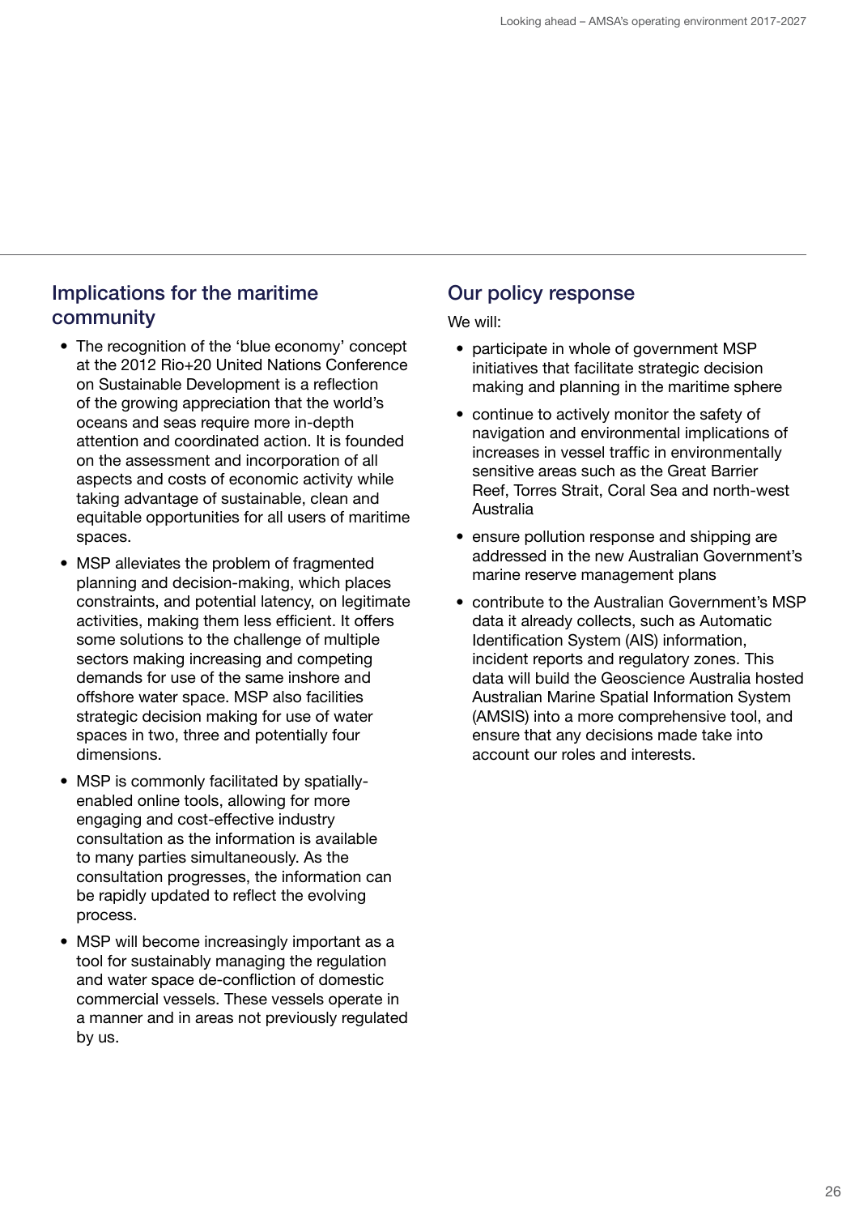## Implications for the maritime community

- The recognition of the 'blue economy' concept at the 2012 Rio+20 United Nations Conference on Sustainable Development is a reflection of the growing appreciation that the world's oceans and seas require more in-depth attention and coordinated action. It is founded on the assessment and incorporation of all aspects and costs of economic activity while taking advantage of sustainable, clean and equitable opportunities for all users of maritime spaces.
- MSP alleviates the problem of fragmented planning and decision-making, which places constraints, and potential latency, on legitimate activities, making them less efficient. It offers some solutions to the challenge of multiple sectors making increasing and competing demands for use of the same inshore and offshore water space. MSP also facilities strategic decision making for use of water spaces in two, three and potentially four dimensions.
- MSP is commonly facilitated by spatially-enabled online tools, allowing for more engaging and cost-effective industry consultation as the information is available to many parties simultaneously. As the consultation progresses, the information can be rapidly updated to reflect the evolving process.
- MSP will become increasingly important as a tool for sustainably managing the regulation and water space de-confliction of domestic commercial vessels. These vessels operate in a manner and in areas not previously regulated by us.

## Our policy response

We will:

- participate in whole of government MSP initiatives that facilitate strategic decision making and planning in the maritime sphere
- continue to actively monitor the safety of navigation and environmental implications of increases in vessel traffic in environmentally sensitive areas such as the Great Barrier Reef, Torres Strait, Coral Sea and north-west Australia
- ensure pollution response and shipping are addressed in the new Australian Government's marine reserve management plans
- contribute to the Australian Government's MSP data it already collects, such as Automatic Identification System (AIS) information, incident reports and regulatory zones. This data will build the Geoscience Australia hosted Australian Marine Spatial Information System (AMSIS) into a more comprehensive tool, and ensure that any decisions made take into account our roles and interests.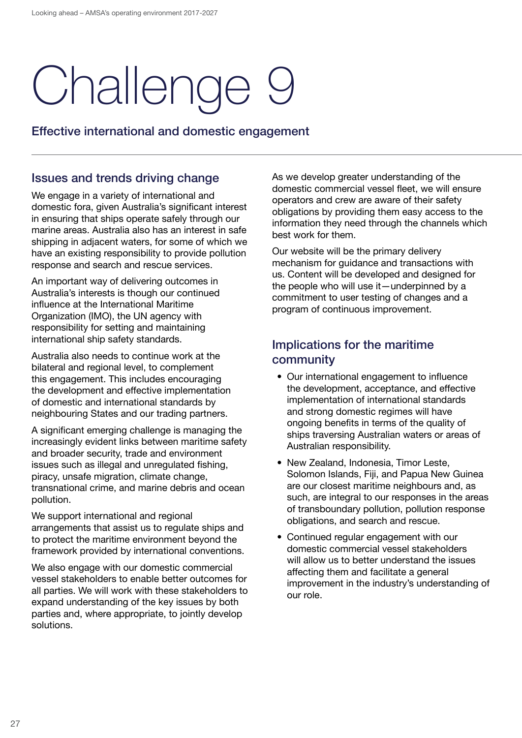# Challenge 9

## Effective international and domestic engagement

### Issues and trends driving change

We engage in a variety of international and domestic fora, given Australia's significant interest in ensuring that ships operate safely through our marine areas. Australia also has an interest in safe shipping in adjacent waters, for some of which we have an existing responsibility to provide pollution response and search and rescue services.

An important way of delivering outcomes in Australia's interests is though our continued influence at the International Maritime Organization (IMO), the UN agency with responsibility for setting and maintaining international ship safety standards.

Australia also needs to continue work at the bilateral and regional level, to complement this engagement. This includes encouraging the development and effective implementation of domestic and international standards by neighbouring States and our trading partners.

A significant emerging challenge is managing the increasingly evident links between maritime safety and broader security, trade and environment issues such as illegal and unregulated fishing, piracy, unsafe migration, climate change, transnational crime, and marine debris and ocean pollution.

We support international and regional arrangements that assist us to regulate ships and to protect the maritime environment beyond the framework provided by international conventions.

We also engage with our domestic commercial vessel stakeholders to enable better outcomes for all parties. We will work with these stakeholders to expand understanding of the key issues by both parties and, where appropriate, to jointly develop solutions.

As we develop greater understanding of the domestic commercial vessel fleet, we will ensure operators and crew are aware of their safety obligations by providing them easy access to the information they need through the channels which best work for them.

Our website will be the primary delivery mechanism for guidance and transactions with us. Content will be developed and designed for the people who will use it—underpinned by a commitment to user testing of changes and a program of continuous improvement.

### Implications for the maritime community

- Our international engagement to influence the development, acceptance, and effective implementation of international standards and strong domestic regimes will have ongoing benefits in terms of the quality of ships traversing Australian waters or areas of Australian responsibility.
- New Zealand, Indonesia, Timor Leste, Solomon Islands, Fiji, and Papua New Guinea are our closest maritime neighbours and, as such, are integral to our responses in the areas of transboundary pollution, pollution response obligations, and search and rescue.
- Continued regular engagement with our domestic commercial vessel stakeholders will allow us to better understand the issues affecting them and facilitate a general improvement in the industry's understanding of our role.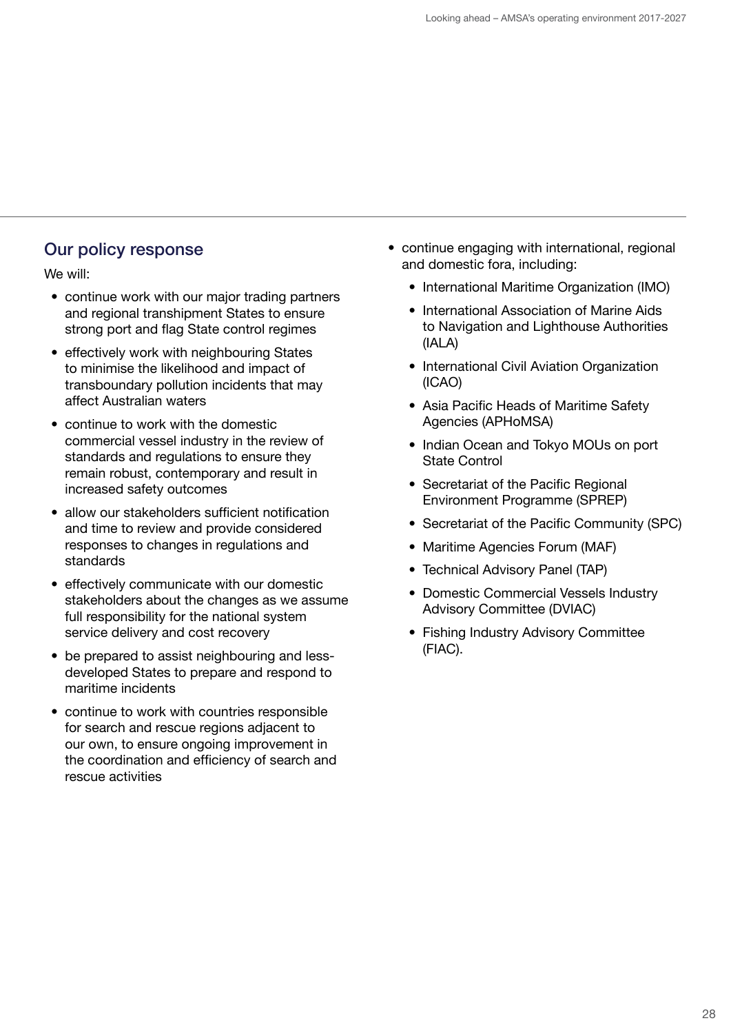## Our policy response

We will:

- continue work with our major trading partners and regional transhipment States to ensure strong port and flag State control regimes
- effectively work with neighbouring States to minimise the likelihood and impact of transboundary pollution incidents that may affect Australian waters
- continue to work with the domestic commercial vessel industry in the review of standards and regulations to ensure they remain robust, contemporary and result in increased safety outcomes
- allow our stakeholders sufficient notification and time to review and provide considered responses to changes in regulations and standards
- effectively communicate with our domestic stakeholders about the changes as we assume full responsibility for the national system service delivery and cost recovery
- be prepared to assist neighbouring and less-developed States to prepare and respond to maritime incidents
- continue to work with countries responsible for search and rescue regions adjacent to our own, to ensure ongoing improvement in the coordination and efficiency of search and rescue activities
- continue engaging with international, regional and domestic fora, including:
  - International Maritime Organization (IMO)
  - International Association of Marine Aids to Navigation and Lighthouse Authorities (IALA)
  - International Civil Aviation Organization (ICAO)
  - Asia Pacific Heads of Maritime Safety Agencies (APHoMSA)
  - Indian Ocean and Tokyo MOUs on port State Control
  - Secretariat of the Pacific Regional Environment Programme (SPREP)
  - Secretariat of the Pacific Community (SPC)
  - Maritime Agencies Forum (MAF)
  - Technical Advisory Panel (TAP)
  - Domestic Commercial Vessels Industry Advisory Committee (DVIAC)
  - Fishing Industry Advisory Committee (FIAC).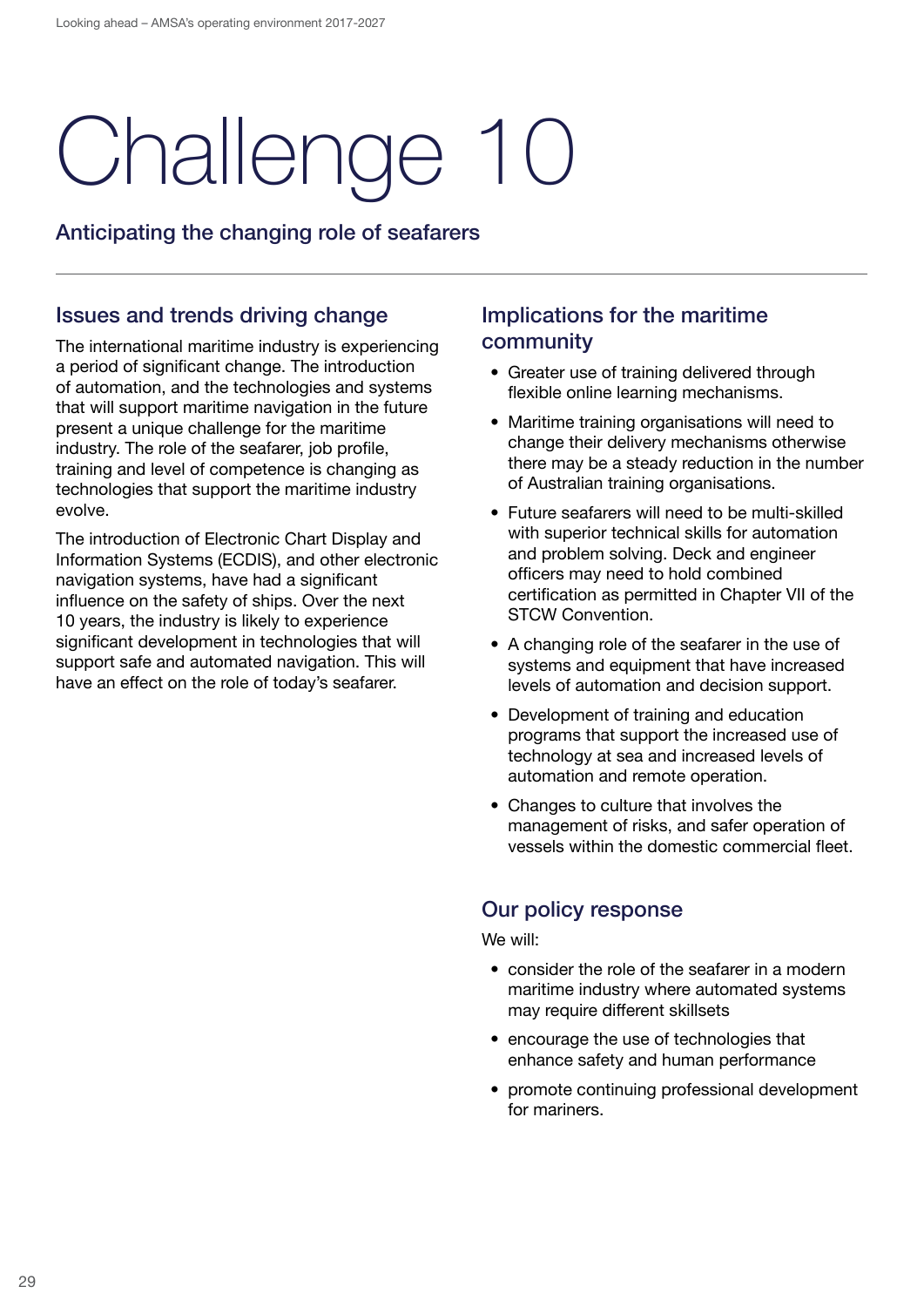# Challenge 10

## Anticipating the changing role of seafarers

### Issues and trends driving change

The international maritime industry is experiencing a period of significant change. The introduction of automation, and the technologies and systems that will support maritime navigation in the future present a unique challenge for the maritime industry. The role of the seafarer, job profile, training and level of competence is changing as technologies that support the maritime industry evolve.

The introduction of Electronic Chart Display and Information Systems (ECDIS), and other electronic navigation systems, have had a significant influence on the safety of ships. Over the next 10 years, the industry is likely to experience significant development in technologies that will support safe and automated navigation. This will have an effect on the role of today's seafarer.

### Implications for the maritime community

- Greater use of training delivered through flexible online learning mechanisms.
- Maritime training organisations will need to change their delivery mechanisms otherwise there may be a steady reduction in the number of Australian training organisations.
- Future seafarers will need to be multi-skilled with superior technical skills for automation and problem solving. Deck and engineer officers may need to hold combined certification as permitted in Chapter VII of the STCW Convention.
- A changing role of the seafarer in the use of systems and equipment that have increased levels of automation and decision support.
- Development of training and education programs that support the increased use of technology at sea and increased levels of automation and remote operation.
- Changes to culture that involves the management of risks, and safer operation of vessels within the domestic commercial fleet.

### Our policy response

We will:

- consider the role of the seafarer in a modern maritime industry where automated systems may require different skillsets
- encourage the use of technologies that enhance safety and human performance
- promote continuing professional development for mariners.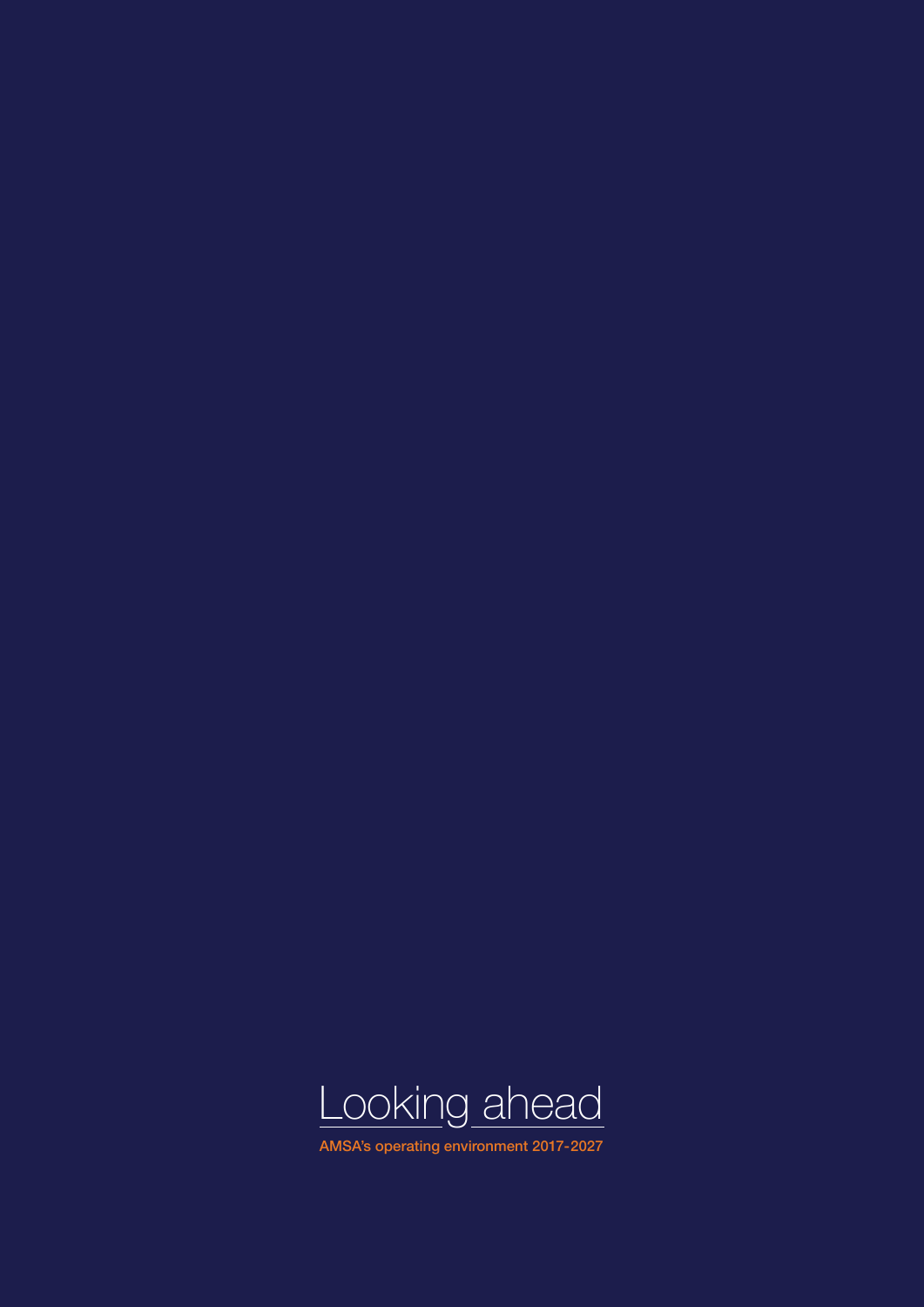# Looking ahead

AMSA's operating environment 2017-2027